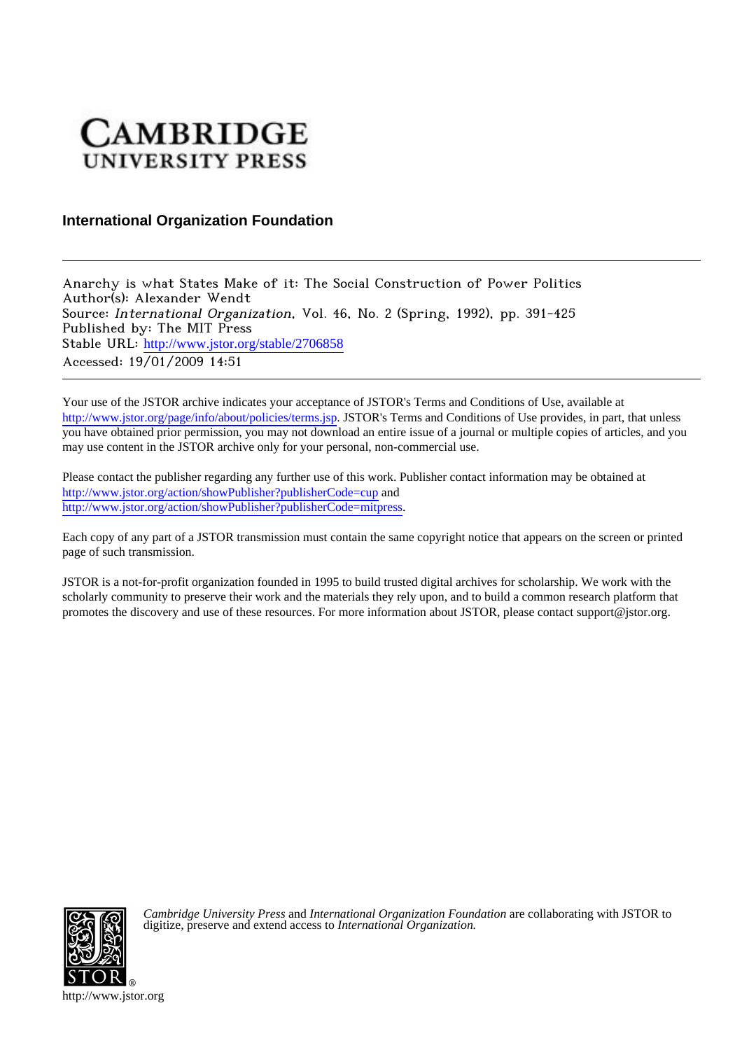CAMBRIDGE
UNIVERSITY PRESS

**International Organization Foundation**

---

Anarchy is what States Make of it: The Social Construction of Power Politics
Author(s): Alexander Wendt
Source: *International Organization*, Vol. 46, No. 2 (Spring, 1992), pp. 391-425
Published by: The MIT Press
Stable URL: http://www.jstor.org/stable/2706858
Accessed: 19/01/2009 14:51

---

Your use of the JSTOR archive indicates your acceptance of JSTOR's Terms and Conditions of Use, available at http://www.jstor.org/page/info/about/policies/terms.jsp. JSTOR's Terms and Conditions of Use provides, in part, that unless you have obtained prior permission, you may not download an entire issue of a journal or multiple copies of articles, and you may use content in the JSTOR archive only for your personal, non-commercial use.

Please contact the publisher regarding any further use of this work. Publisher contact information may be obtained at http://www.jstor.org/action/showPublisher?publisherCode=cup and http://www.jstor.org/action/showPublisher?publisherCode=mitpress.

Each copy of any part of a JSTOR transmission must contain the same copyright notice that appears on the screen or printed page of such transmission.

JSTOR is a not-for-profit organization founded in 1995 to build trusted digital archives for scholarship. We work with the scholarly community to preserve their work and the materials they rely upon, and to build a common research platform that promotes the discovery and use of these resources. For more information about JSTOR, please contact support@jstor.org.

*Cambridge University Press* and *International Organization Foundation* are collaborating with JSTOR to digitize, preserve and extend access to *International Organization.*

http://www.jstor.org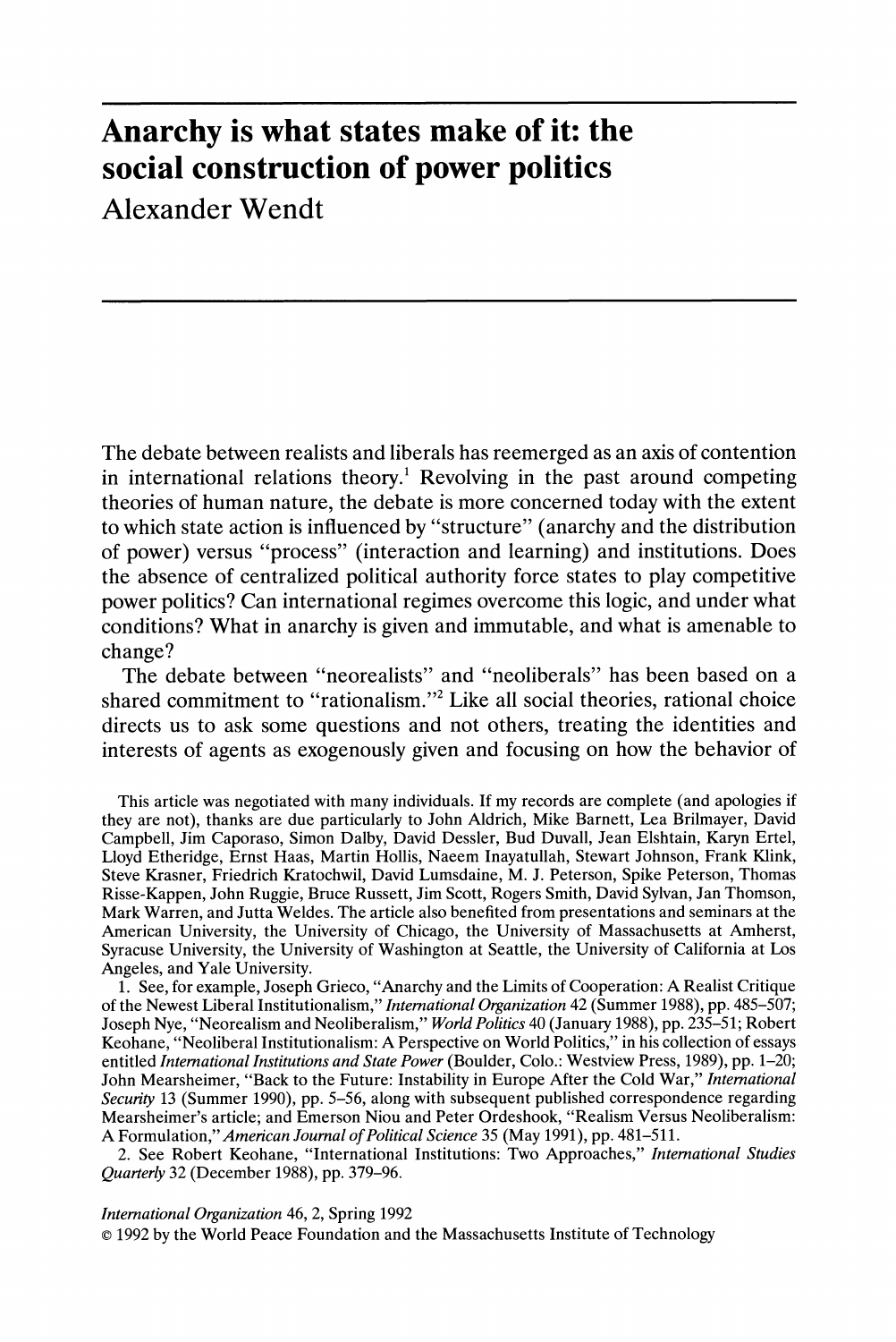# Anarchy is what states make of it: the social construction of power politics

Alexander Wendt

The debate between realists and liberals has reemerged as an axis of contention in international relations theory.[1] Revolving in the past around competing theories of human nature, the debate is more concerned today with the extent to which state action is influenced by "structure" (anarchy and the distribution of power) versus "process" (interaction and learning) and institutions. Does the absence of centralized political authority force states to play competitive power politics? Can international regimes overcome this logic, and under what conditions? What in anarchy is given and immutable, and what is amenable to change?

The debate between "neorealists" and "neoliberals" has been based on a shared commitment to "rationalism."[2] Like all social theories, rational choice directs us to ask some questions and not others, treating the identities and interests of agents as exogenously given and focusing on how the behavior of

This article was negotiated with many individuals. If my records are complete (and apologies if they are not), thanks are due particularly to John Aldrich, Mike Barnett, Lea Brilmayer, David Campbell, Jim Caporaso, Simon Dalby, David Dessler, Bud Duvall, Jean Elshtain, Karyn Ertel, Lloyd Etheridge, Ernst Haas, Martin Hollis, Naeem Inayatullah, Stewart Johnson, Frank Klink, Steve Krasner, Friedrich Kratochwil, David Lumsdaine, M. J. Peterson, Spike Peterson, Thomas Risse-Kappen, John Ruggie, Bruce Russett, Jim Scott, Rogers Smith, David Sylvan, Jan Thomson, Mark Warren, and Jutta Weldes. The article also benefited from presentations and seminars at the American University, the University of Chicago, the University of Massachusetts at Amherst, Syracuse University, the University of Washington at Seattle, the University of California at Los Angeles, and Yale University.

1. See, for example, Joseph Grieco, "Anarchy and the Limits of Cooperation: A Realist Critique of the Newest Liberal Institutionalism," *International Organization* 42 (Summer 1988), pp. 485–507; Joseph Nye, "Neorealism and Neoliberalism," *World Politics* 40 (January 1988), pp. 235–51; Robert Keohane, "Neoliberal Institutionalism: A Perspective on World Politics," in his collection of essays entitled *International Institutions and State Power* (Boulder, Colo.: Westview Press, 1989), pp. 1–20; John Mearsheimer, "Back to the Future: Instability in Europe After the Cold War," *International Security* 13 (Summer 1990), pp. 5–56, along with subsequent published correspondence regarding Mearsheimer's article; and Emerson Niou and Peter Ordeshook, "Realism Versus Neoliberalism: A Formulation," *American Journal of Political Science* 35 (May 1991), pp. 481–511.

2. See Robert Keohane, "International Institutions: Two Approaches," *International Studies Quarterly* 32 (December 1988), pp. 379–96.

*International Organization* 46, 2, Spring 1992
© 1992 by the World Peace Foundation and the Massachusetts Institute of Technology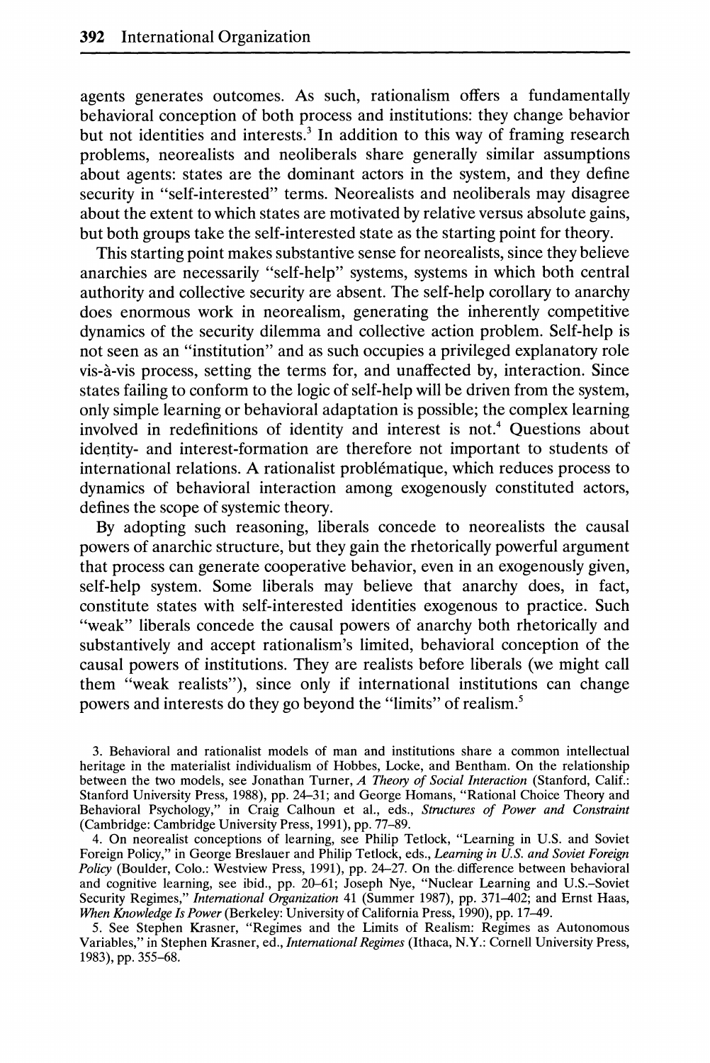agents generates outcomes. As such, rationalism offers a fundamentally behavioral conception of both process and institutions: they change behavior but not identities and interests.[3] In addition to this way of framing research problems, neorealists and neoliberals share generally similar assumptions about agents: states are the dominant actors in the system, and they define security in "self-interested" terms. Neorealists and neoliberals may disagree about the extent to which states are motivated by relative versus absolute gains, but both groups take the self-interested state as the starting point for theory.

This starting point makes substantive sense for neorealists, since they believe anarchies are necessarily "self-help" systems, systems in which both central authority and collective security are absent. The self-help corollary to anarchy does enormous work in neorealism, generating the inherently competitive dynamics of the security dilemma and collective action problem. Self-help is not seen as an "institution" and as such occupies a privileged explanatory role vis-à-vis process, setting the terms for, and unaffected by, interaction. Since states failing to conform to the logic of self-help will be driven from the system, only simple learning or behavioral adaptation is possible; the complex learning involved in redefinitions of identity and interest is not.[4] Questions about identity- and interest-formation are therefore not important to students of international relations. A rationalist problématique, which reduces process to dynamics of behavioral interaction among exogenously constituted actors, defines the scope of systemic theory.

By adopting such reasoning, liberals concede to neorealists the causal powers of anarchic structure, but they gain the rhetorically powerful argument that process can generate cooperative behavior, even in an exogenously given, self-help system. Some liberals may believe that anarchy does, in fact, constitute states with self-interested identities exogenous to practice. Such "weak" liberals concede the causal powers of anarchy both rhetorically and substantively and accept rationalism's limited, behavioral conception of the causal powers of institutions. They are realists before liberals (we might call them "weak realists"), since only if international institutions can change powers and interests do they go beyond the "limits" of realism.[5]

3. Behavioral and rationalist models of man and institutions share a common intellectual heritage in the materialist individualism of Hobbes, Locke, and Bentham. On the relationship between the two models, see Jonathan Turner, *A Theory of Social Interaction* (Stanford, Calif.: Stanford University Press, 1988), pp. 24–31; and George Homans, "Rational Choice Theory and Behavioral Psychology," in Craig Calhoun et al., eds., *Structures of Power and Constraint* (Cambridge: Cambridge University Press, 1991), pp. 77–89.

4. On neorealist conceptions of learning, see Philip Tetlock, "Learning in U.S. and Soviet Foreign Policy," in George Breslauer and Philip Tetlock, eds., *Learning in U.S. and Soviet Foreign Policy* (Boulder, Colo.: Westview Press, 1991), pp. 24–27. On the difference between behavioral and cognitive learning, see ibid., pp. 20–61; Joseph Nye, "Nuclear Learning and U.S.–Soviet Security Regimes," *International Organization* 41 (Summer 1987), pp. 371–402; and Ernst Haas, *When Knowledge Is Power* (Berkeley: University of California Press, 1990), pp. 17–49.

5. See Stephen Krasner, "Regimes and the Limits of Realism: Regimes as Autonomous Variables," in Stephen Krasner, ed., *International Regimes* (Ithaca, N.Y.: Cornell University Press, 1983), pp. 355–68.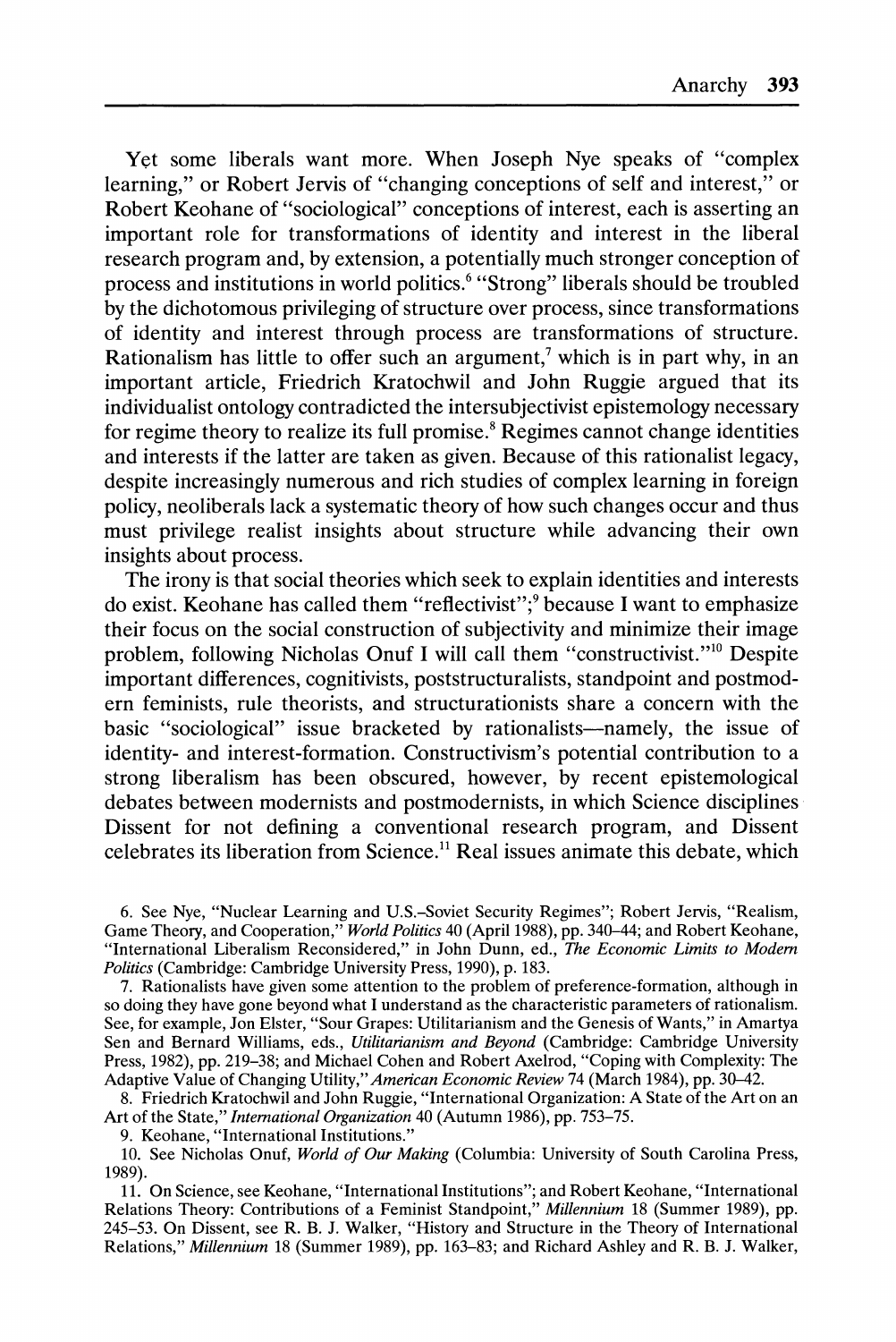Yet some liberals want more. When Joseph Nye speaks of "complex learning," or Robert Jervis of "changing conceptions of self and interest," or Robert Keohane of "sociological" conceptions of interest, each is asserting an important role for transformations of identity and interest in the liberal research program and, by extension, a potentially much stronger conception of process and institutions in world politics.[6] "Strong" liberals should be troubled by the dichotomous privileging of structure over process, since transformations of identity and interest through process are transformations of structure. Rationalism has little to offer such an argument,[7] which is in part why, in an important article, Friedrich Kratochwil and John Ruggie argued that its individualist ontology contradicted the intersubjectivist epistemology necessary for regime theory to realize its full promise.[8] Regimes cannot change identities and interests if the latter are taken as given. Because of this rationalist legacy, despite increasingly numerous and rich studies of complex learning in foreign policy, neoliberals lack a systematic theory of how such changes occur and thus must privilege realist insights about structure while advancing their own insights about process.

The irony is that social theories which seek to explain identities and interests do exist. Keohane has called them "reflectivist";[9] because I want to emphasize their focus on the social construction of subjectivity and minimize their image problem, following Nicholas Onuf I will call them "constructivist."[10] Despite important differences, cognitivists, poststructuralists, standpoint and postmodern feminists, rule theorists, and structurationists share a concern with the basic "sociological" issue bracketed by rationalists—namely, the issue of identity- and interest-formation. Constructivism's potential contribution to a strong liberalism has been obscured, however, by recent epistemological debates between modernists and postmodernists, in which Science disciplines Dissent for not defining a conventional research program, and Dissent celebrates its liberation from Science.[11] Real issues animate this debate, which

6. See Nye, "Nuclear Learning and U.S.–Soviet Security Regimes"; Robert Jervis, "Realism, Game Theory, and Cooperation," *World Politics* 40 (April 1988), pp. 340–44; and Robert Keohane, "International Liberalism Reconsidered," in John Dunn, ed., *The Economic Limits to Modern Politics* (Cambridge: Cambridge University Press, 1990), p. 183.

7. Rationalists have given some attention to the problem of preference-formation, although in so doing they have gone beyond what I understand as the characteristic parameters of rationalism. See, for example, Jon Elster, "Sour Grapes: Utilitarianism and the Genesis of Wants," in Amartya Sen and Bernard Williams, eds., *Utilitarianism and Beyond* (Cambridge: Cambridge University Press, 1982), pp. 219–38; and Michael Cohen and Robert Axelrod, "Coping with Complexity: The Adaptive Value of Changing Utility," *American Economic Review* 74 (March 1984), pp. 30–42.

8. Friedrich Kratochwil and John Ruggie, "International Organization: A State of the Art on an Art of the State," *International Organization* 40 (Autumn 1986), pp. 753–75.

9. Keohane, "International Institutions."

10. See Nicholas Onuf, *World of Our Making* (Columbia: University of South Carolina Press, 1989).

11. On Science, see Keohane, "International Institutions"; and Robert Keohane, "International Relations Theory: Contributions of a Feminist Standpoint," *Millennium* 18 (Summer 1989), pp. 245–53. On Dissent, see R. B. J. Walker, "History and Structure in the Theory of International Relations," *Millennium* 18 (Summer 1989), pp. 163–83; and Richard Ashley and R. B. J. Walker,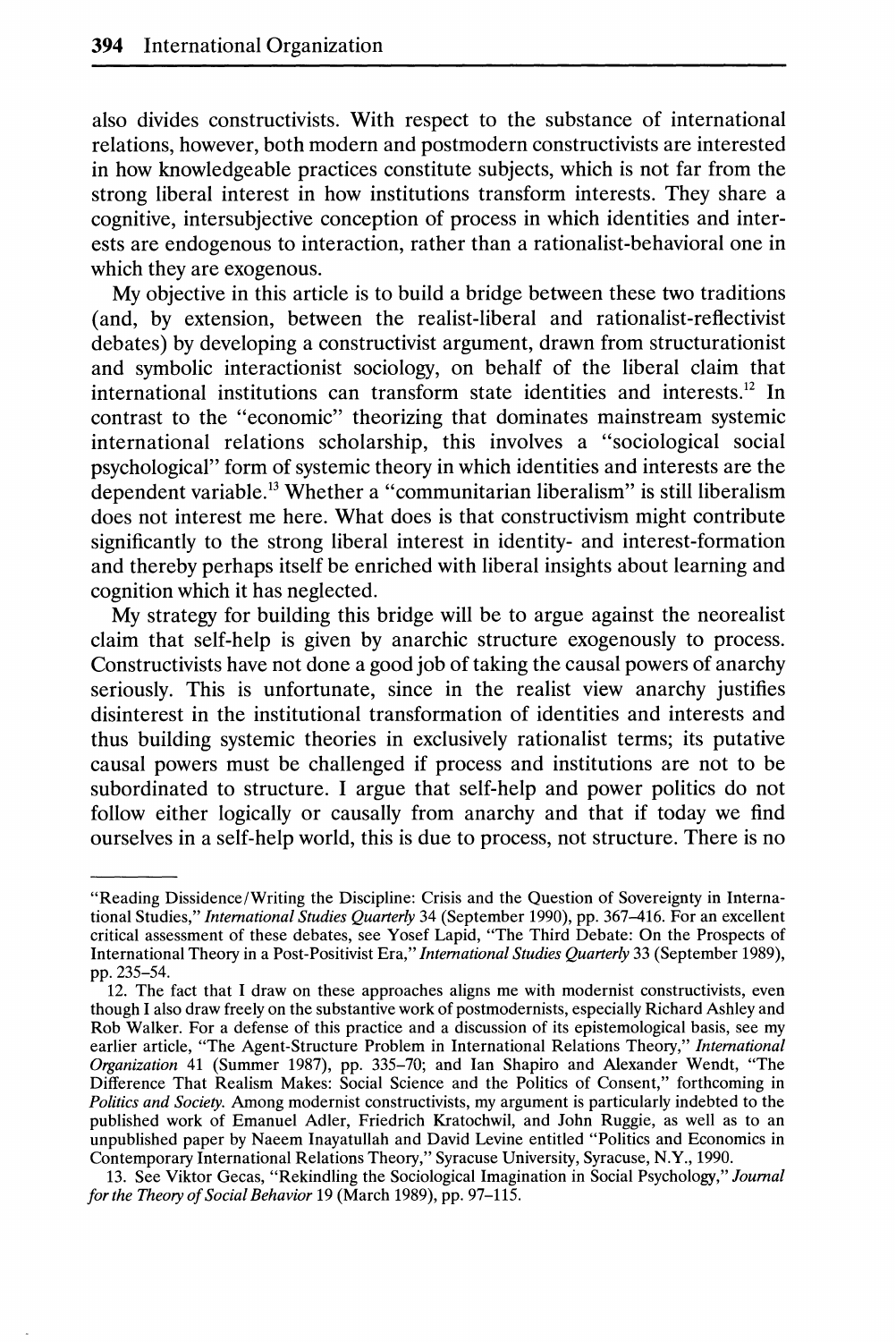also divides constructivists. With respect to the substance of international relations, however, both modern and postmodern constructivists are interested in how knowledgeable practices constitute subjects, which is not far from the strong liberal interest in how institutions transform interests. They share a cognitive, intersubjective conception of process in which identities and interests are endogenous to interaction, rather than a rationalist-behavioral one in which they are exogenous.

My objective in this article is to build a bridge between these two traditions (and, by extension, between the realist-liberal and rationalist-reflectivist debates) by developing a constructivist argument, drawn from structurationist and symbolic interactionist sociology, on behalf of the liberal claim that international institutions can transform state identities and interests.[12] In contrast to the "economic" theorizing that dominates mainstream systemic international relations scholarship, this involves a "sociological social psychological" form of systemic theory in which identities and interests are the dependent variable.[13] Whether a "communitarian liberalism" is still liberalism does not interest me here. What does is that constructivism might contribute significantly to the strong liberal interest in identity- and interest-formation and thereby perhaps itself be enriched with liberal insights about learning and cognition which it has neglected.

My strategy for building this bridge will be to argue against the neorealist claim that self-help is given by anarchic structure exogenously to process. Constructivists have not done a good job of taking the causal powers of anarchy seriously. This is unfortunate, since in the realist view anarchy justifies disinterest in the institutional transformation of identities and interests and thus building systemic theories in exclusively rationalist terms; its putative causal powers must be challenged if process and institutions are not to be subordinated to structure. I argue that self-help and power politics do not follow either logically or causally from anarchy and that if today we find ourselves in a self-help world, this is due to process, not structure. There is no

---

"Reading Dissidence/Writing the Discipline: Crisis and the Question of Sovereignty in International Studies," *International Studies Quarterly* 34 (September 1990), pp. 367–416. For an excellent critical assessment of these debates, see Yosef Lapid, "The Third Debate: On the Prospects of International Theory in a Post-Positivist Era," *International Studies Quarterly* 33 (September 1989), pp. 235–54.

12. The fact that I draw on these approaches aligns me with modernist constructivists, even though I also draw freely on the substantive work of postmodernists, especially Richard Ashley and Rob Walker. For a defense of this practice and a discussion of its epistemological basis, see my earlier article, "The Agent-Structure Problem in International Relations Theory," *International Organization* 41 (Summer 1987), pp. 335–70; and Ian Shapiro and Alexander Wendt, "The Difference That Realism Makes: Social Science and the Politics of Consent," forthcoming in *Politics and Society*. Among modernist constructivists, my argument is particularly indebted to the published work of Emanuel Adler, Friedrich Kratochwil, and John Ruggie, as well as to an unpublished paper by Naeem Inayatullah and David Levine entitled "Politics and Economics in Contemporary International Relations Theory," Syracuse University, Syracuse, N.Y., 1990.

13. See Viktor Gecas, "Rekindling the Sociological Imagination in Social Psychology," *Journal for the Theory of Social Behavior* 19 (March 1989), pp. 97–115.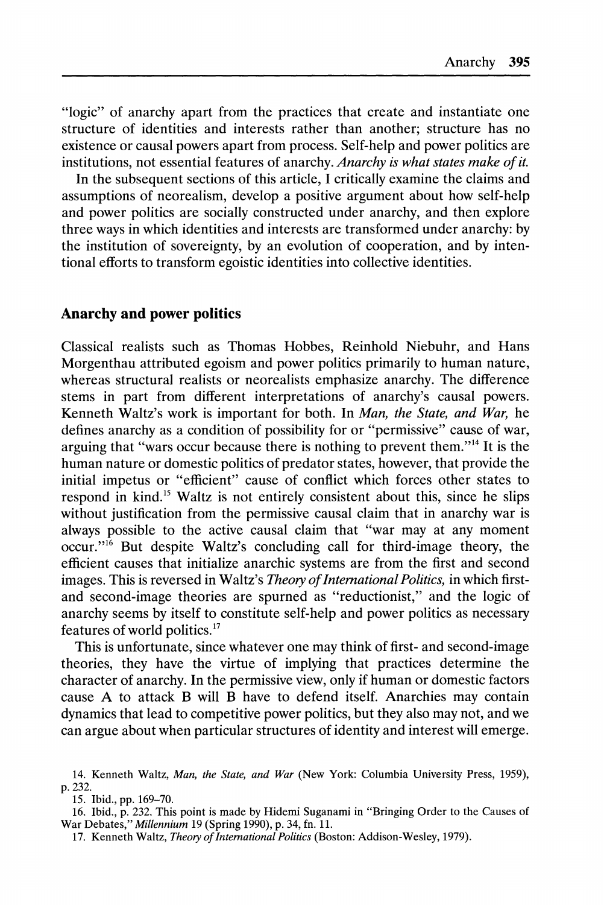"logic" of anarchy apart from the practices that create and instantiate one structure of identities and interests rather than another; structure has no existence or causal powers apart from process. Self-help and power politics are institutions, not essential features of anarchy. *Anarchy is what states make of it.*

In the subsequent sections of this article, I critically examine the claims and assumptions of neorealism, develop a positive argument about how self-help and power politics are socially constructed under anarchy, and then explore three ways in which identities and interests are transformed under anarchy: by the institution of sovereignty, by an evolution of cooperation, and by intentional efforts to transform egoistic identities into collective identities.

## Anarchy and power politics

Classical realists such as Thomas Hobbes, Reinhold Niebuhr, and Hans Morgenthau attributed egoism and power politics primarily to human nature, whereas structural realists or neorealists emphasize anarchy. The difference stems in part from different interpretations of anarchy's causal powers. Kenneth Waltz's work is important for both. In *Man, the State, and War,* he defines anarchy as a condition of possibility for or "permissive" cause of war, arguing that "wars occur because there is nothing to prevent them."[14] It is the human nature or domestic politics of predator states, however, that provide the initial impetus or "efficient" cause of conflict which forces other states to respond in kind.[15] Waltz is not entirely consistent about this, since he slips without justification from the permissive causal claim that in anarchy war is always possible to the active causal claim that "war may at any moment occur."[16] But despite Waltz's concluding call for third-image theory, the efficient causes that initialize anarchic systems are from the first and second images. This is reversed in Waltz's *Theory of International Politics,* in which first- and second-image theories are spurned as "reductionist," and the logic of anarchy seems by itself to constitute self-help and power politics as necessary features of world politics.[17]

This is unfortunate, since whatever one may think of first- and second-image theories, they have the virtue of implying that practices determine the character of anarchy. In the permissive view, only if human or domestic factors cause A to attack B will B have to defend itself. Anarchies may contain dynamics that lead to competitive power politics, but they also may not, and we can argue about when particular structures of identity and interest will emerge.

14. Kenneth Waltz, *Man, the State, and War* (New York: Columbia University Press, 1959), p. 232.

15. Ibid., pp. 169–70.

16. Ibid., p. 232. This point is made by Hidemi Suganami in "Bringing Order to the Causes of War Debates," *Millennium* 19 (Spring 1990), p. 34, fn. 11.

17. Kenneth Waltz, *Theory of International Politics* (Boston: Addison-Wesley, 1979).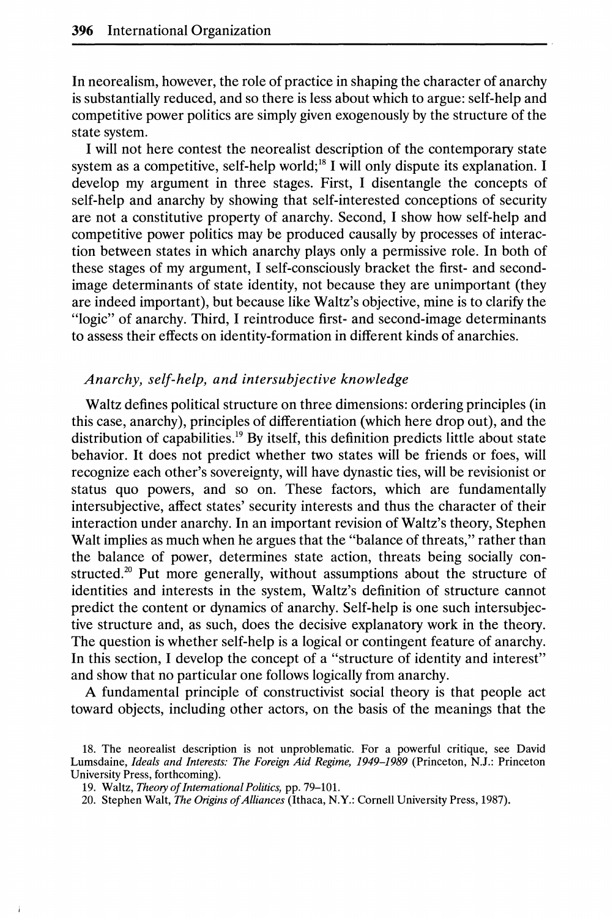In neorealism, however, the role of practice in shaping the character of anarchy is substantially reduced, and so there is less about which to argue: self-help and competitive power politics are simply given exogenously by the structure of the state system.

I will not here contest the neorealist description of the contemporary state system as a competitive, self-help world;[18] I will only dispute its explanation. I develop my argument in three stages. First, I disentangle the concepts of self-help and anarchy by showing that self-interested conceptions of security are not a constitutive property of anarchy. Second, I show how self-help and competitive power politics may be produced causally by processes of interaction between states in which anarchy plays only a permissive role. In both of these stages of my argument, I self-consciously bracket the first- and second-image determinants of state identity, not because they are unimportant (they are indeed important), but because like Waltz's objective, mine is to clarify the "logic" of anarchy. Third, I reintroduce first- and second-image determinants to assess their effects on identity-formation in different kinds of anarchies.

### *Anarchy, self-help, and intersubjective knowledge*

Waltz defines political structure on three dimensions: ordering principles (in this case, anarchy), principles of differentiation (which here drop out), and the distribution of capabilities.[19] By itself, this definition predicts little about state behavior. It does not predict whether two states will be friends or foes, will recognize each other's sovereignty, will have dynastic ties, will be revisionist or status quo powers, and so on. These factors, which are fundamentally intersubjective, affect states' security interests and thus the character of their interaction under anarchy. In an important revision of Waltz's theory, Stephen Walt implies as much when he argues that the "balance of threats," rather than the balance of power, determines state action, threats being socially constructed.[20] Put more generally, without assumptions about the structure of identities and interests in the system, Waltz's definition of structure cannot predict the content or dynamics of anarchy. Self-help is one such intersubjective structure and, as such, does the decisive explanatory work in the theory. The question is whether self-help is a logical or contingent feature of anarchy. In this section, I develop the concept of a "structure of identity and interest" and show that no particular one follows logically from anarchy.

A fundamental principle of constructivist social theory is that people act toward objects, including other actors, on the basis of the meanings that the

18. The neorealist description is not unproblematic. For a powerful critique, see David Lumsdaine, *Ideals and Interests: The Foreign Aid Regime, 1949–1989* (Princeton, N.J.: Princeton University Press, forthcoming).

19. Waltz, *Theory of International Politics*, pp. 79–101.

20. Stephen Walt, *The Origins of Alliances* (Ithaca, N.Y.: Cornell University Press, 1987).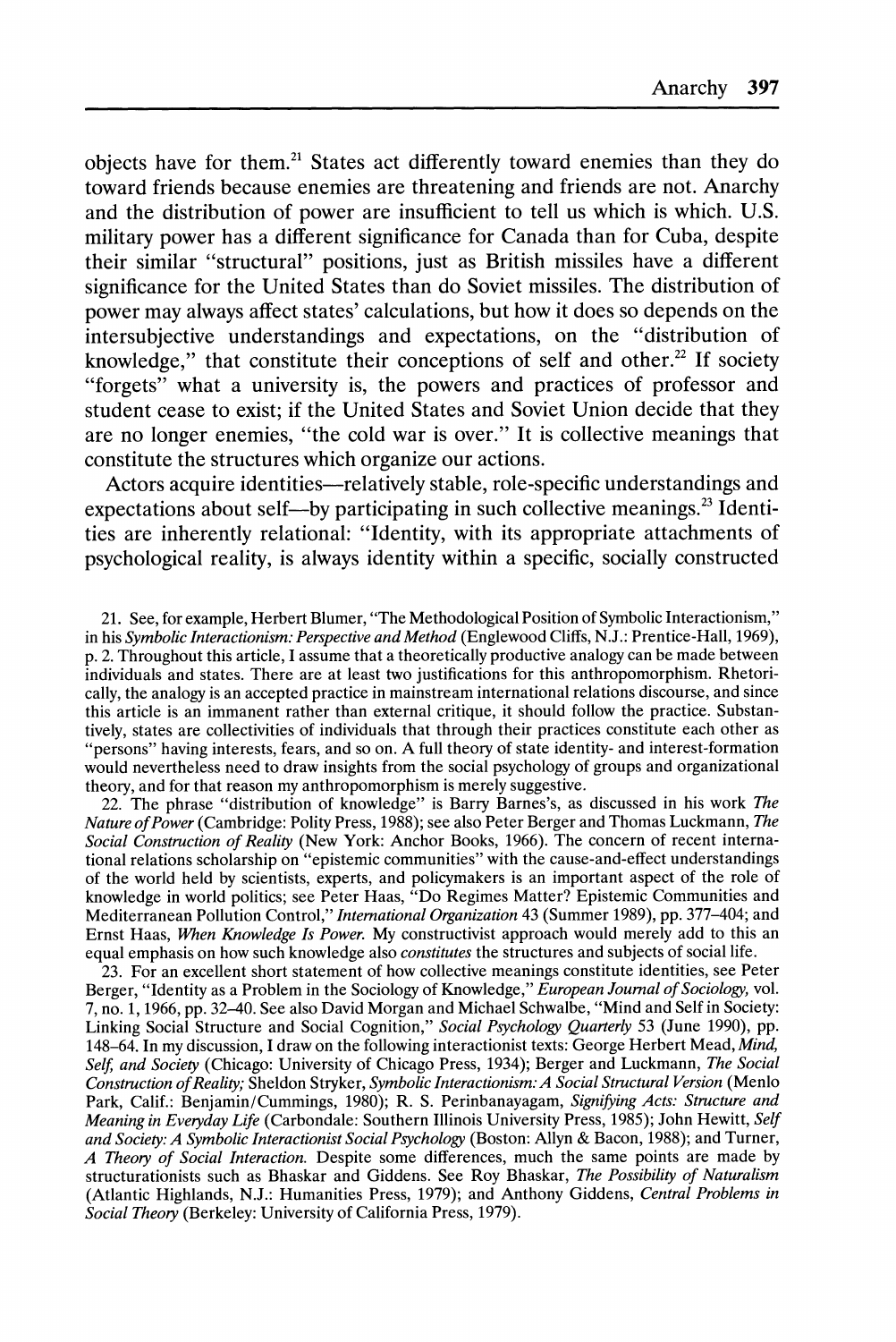objects have for them.[21] States act differently toward enemies than they do toward friends because enemies are threatening and friends are not. Anarchy and the distribution of power are insufficient to tell us which is which. U.S. military power has a different significance for Canada than for Cuba, despite their similar "structural" positions, just as British missiles have a different significance for the United States than do Soviet missiles. The distribution of power may always affect states' calculations, but how it does so depends on the intersubjective understandings and expectations, on the "distribution of knowledge," that constitute their conceptions of self and other.[22] If society "forgets" what a university is, the powers and practices of professor and student cease to exist; if the United States and Soviet Union decide that they are no longer enemies, "the cold war is over." It is collective meanings that constitute the structures which organize our actions.

Actors acquire identities—relatively stable, role-specific understandings and expectations about self—by participating in such collective meanings.[23] Identities are inherently relational: "Identity, with its appropriate attachments of psychological reality, is always identity within a specific, socially constructed

21. See, for example, Herbert Blumer, "The Methodological Position of Symbolic Interactionism," in his *Symbolic Interactionism: Perspective and Method* (Englewood Cliffs, N.J.: Prentice-Hall, 1969), p. 2. Throughout this article, I assume that a theoretically productive analogy can be made between individuals and states. There are at least two justifications for this anthropomorphism. Rhetorically, the analogy is an accepted practice in mainstream international relations discourse, and since this article is an immanent rather than external critique, it should follow the practice. Substantively, states are collectivities of individuals that through their practices constitute each other as "persons" having interests, fears, and so on. A full theory of state identity- and interest-formation would nevertheless need to draw insights from the social psychology of groups and organizational theory, and for that reason my anthropomorphism is merely suggestive.

22. The phrase "distribution of knowledge" is Barry Barnes's, as discussed in his work *The Nature of Power* (Cambridge: Polity Press, 1988); see also Peter Berger and Thomas Luckmann, *The Social Construction of Reality* (New York: Anchor Books, 1966). The concern of recent international relations scholarship on "epistemic communities" with the cause-and-effect understandings of the world held by scientists, experts, and policymakers is an important aspect of the role of knowledge in world politics; see Peter Haas, "Do Regimes Matter? Epistemic Communities and Mediterranean Pollution Control," *International Organization* 43 (Summer 1989), pp. 377–404; and Ernst Haas, *When Knowledge Is Power.* My constructivist approach would merely add to this an equal emphasis on how such knowledge also *constitutes* the structures and subjects of social life.

23. For an excellent short statement of how collective meanings constitute identities, see Peter Berger, "Identity as a Problem in the Sociology of Knowledge," *European Journal of Sociology,* vol. 7, no. 1, 1966, pp. 32–40. See also David Morgan and Michael Schwalbe, "Mind and Self in Society: Linking Social Structure and Social Cognition," *Social Psychology Quarterly* 53 (June 1990), pp. 148–64. In my discussion, I draw on the following interactionist texts: George Herbert Mead, *Mind, Self, and Society* (Chicago: University of Chicago Press, 1934); Berger and Luckmann, *The Social Construction of Reality;* Sheldon Stryker, *Symbolic Interactionism: A Social Structural Version* (Menlo Park, Calif.: Benjamin/Cummings, 1980); R. S. Perinbanayagam, *Signifying Acts: Structure and Meaning in Everyday Life* (Carbondale: Southern Illinois University Press, 1985); John Hewitt, *Self and Society: A Symbolic Interactionist Social Psychology* (Boston: Allyn & Bacon, 1988); and Turner, *A Theory of Social Interaction.* Despite some differences, much the same points are made by structurationists such as Bhaskar and Giddens. See Roy Bhaskar, *The Possibility of Naturalism* (Atlantic Highlands, N.J.: Humanities Press, 1979); and Anthony Giddens, *Central Problems in Social Theory* (Berkeley: University of California Press, 1979).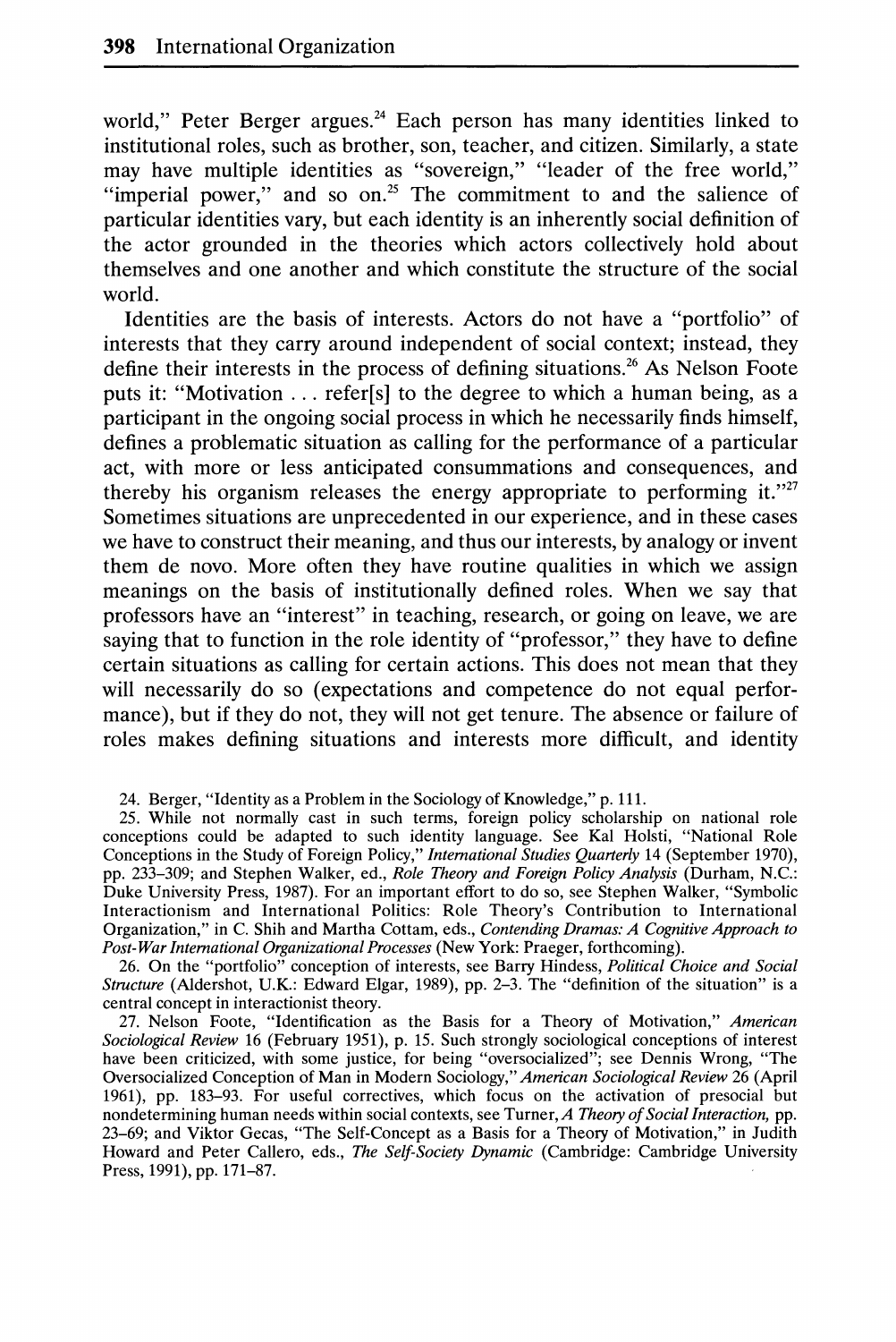world," Peter Berger argues.[24] Each person has many identities linked to institutional roles, such as brother, son, teacher, and citizen. Similarly, a state may have multiple identities as "sovereign," "leader of the free world," "imperial power," and so on.[25] The commitment to and the salience of particular identities vary, but each identity is an inherently social definition of the actor grounded in the theories which actors collectively hold about themselves and one another and which constitute the structure of the social world.

Identities are the basis of interests. Actors do not have a "portfolio" of interests that they carry around independent of social context; instead, they define their interests in the process of defining situations.[26] As Nelson Foote puts it: "Motivation . . . refer[s] to the degree to which a human being, as a participant in the ongoing social process in which he necessarily finds himself, defines a problematic situation as calling for the performance of a particular act, with more or less anticipated consummations and consequences, and thereby his organism releases the energy appropriate to performing it."[27] Sometimes situations are unprecedented in our experience, and in these cases we have to construct their meaning, and thus our interests, by analogy or invent them de novo. More often they have routine qualities in which we assign meanings on the basis of institutionally defined roles. When we say that professors have an "interest" in teaching, research, or going on leave, we are saying that to function in the role identity of "professor," they have to define certain situations as calling for certain actions. This does not mean that they will necessarily do so (expectations and competence do not equal performance), but if they do not, they will not get tenure. The absence or failure of roles makes defining situations and interests more difficult, and identity

24. Berger, "Identity as a Problem in the Sociology of Knowledge," p. 111.

25. While not normally cast in such terms, foreign policy scholarship on national role conceptions could be adapted to such identity language. See Kal Holsti, "National Role Conceptions in the Study of Foreign Policy," *International Studies Quarterly* 14 (September 1970), pp. 233–309; and Stephen Walker, ed., *Role Theory and Foreign Policy Analysis* (Durham, N.C.: Duke University Press, 1987). For an important effort to do so, see Stephen Walker, "Symbolic Interactionism and International Politics: Role Theory's Contribution to International Organization," in C. Shih and Martha Cottam, eds., *Contending Dramas: A Cognitive Approach to Post-War International Organizational Processes* (New York: Praeger, forthcoming).

26. On the "portfolio" conception of interests, see Barry Hindess, *Political Choice and Social Structure* (Aldershot, U.K.: Edward Elgar, 1989), pp. 2–3. The "definition of the situation" is a central concept in interactionist theory.

27. Nelson Foote, "Identification as the Basis for a Theory of Motivation," *American Sociological Review* 16 (February 1951), p. 15. Such strongly sociological conceptions of interest have been criticized, with some justice, for being "oversocialized"; see Dennis Wrong, "The Oversocialized Conception of Man in Modern Sociology," *American Sociological Review* 26 (April 1961), pp. 183–93. For useful correctives, which focus on the activation of presocial but nondetermining human needs within social contexts, see Turner, *A Theory of Social Interaction*, pp. 23–69; and Viktor Gecas, "The Self-Concept as a Basis for a Theory of Motivation," in Judith Howard and Peter Callero, eds., *The Self-Society Dynamic* (Cambridge: Cambridge University Press, 1991), pp. 171–87.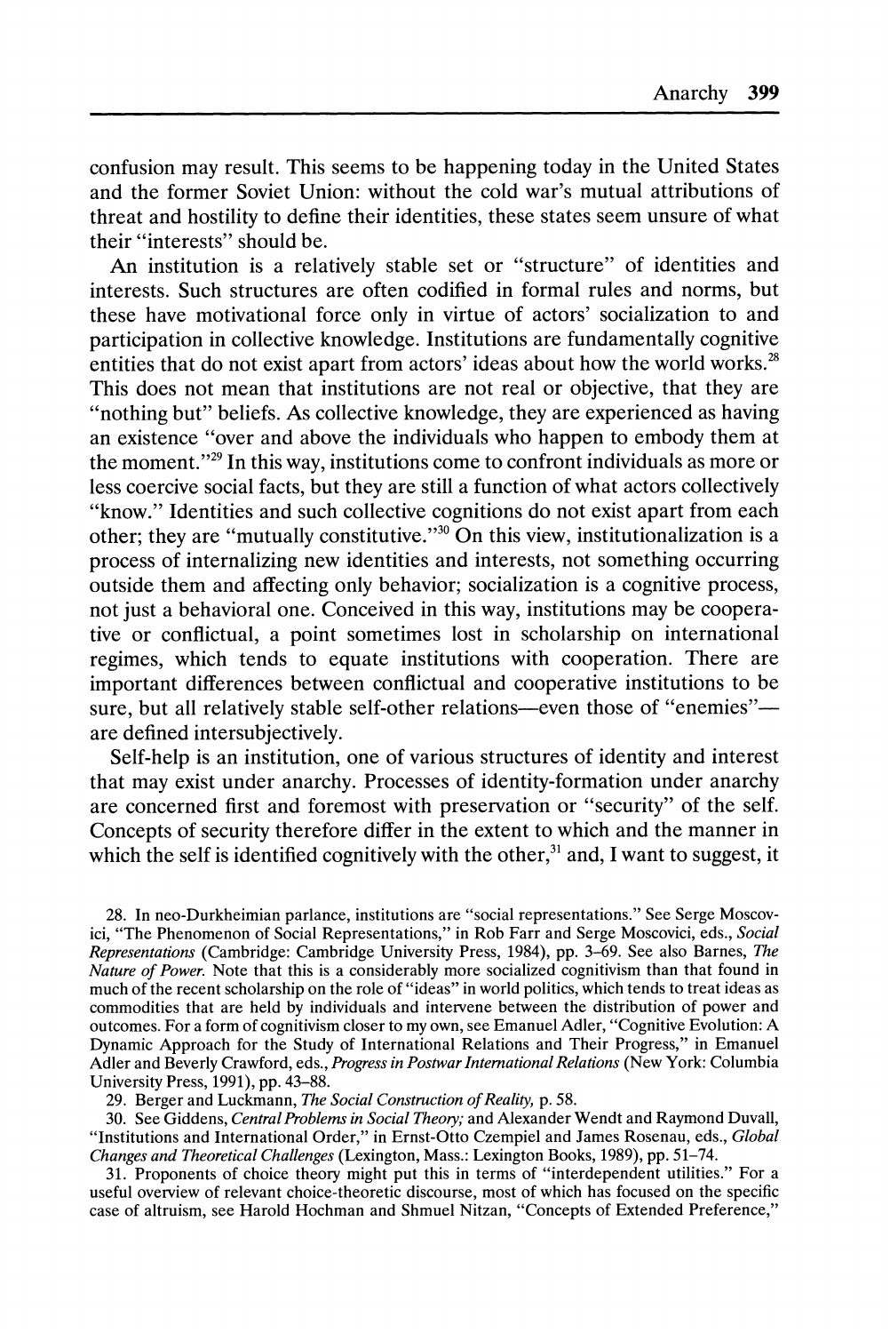confusion may result. This seems to be happening today in the United States and the former Soviet Union: without the cold war's mutual attributions of threat and hostility to define their identities, these states seem unsure of what their "interests" should be.

An institution is a relatively stable set or "structure" of identities and interests. Such structures are often codified in formal rules and norms, but these have motivational force only in virtue of actors' socialization to and participation in collective knowledge. Institutions are fundamentally cognitive entities that do not exist apart from actors' ideas about how the world works.[28] This does not mean that institutions are not real or objective, that they are "nothing but" beliefs. As collective knowledge, they are experienced as having an existence "over and above the individuals who happen to embody them at the moment."[29] In this way, institutions come to confront individuals as more or less coercive social facts, but they are still a function of what actors collectively "know." Identities and such collective cognitions do not exist apart from each other; they are "mutually constitutive."[30] On this view, institutionalization is a process of internalizing new identities and interests, not something occurring outside them and affecting only behavior; socialization is a cognitive process, not just a behavioral one. Conceived in this way, institutions may be cooperative or conflictual, a point sometimes lost in scholarship on international regimes, which tends to equate institutions with cooperation. There are important differences between conflictual and cooperative institutions to be sure, but all relatively stable self-other relations—even those of "enemies"—are defined intersubjectively.

Self-help is an institution, one of various structures of identity and interest that may exist under anarchy. Processes of identity-formation under anarchy are concerned first and foremost with preservation or "security" of the self. Concepts of security therefore differ in the extent to which and the manner in which the self is identified cognitively with the other,[31] and, I want to suggest, it

28. In neo-Durkheimian parlance, institutions are "social representations." See Serge Moscovici, "The Phenomenon of Social Representations," in Rob Farr and Serge Moscovici, eds., *Social Representations* (Cambridge: Cambridge University Press, 1984), pp. 3–69. See also Barnes, *The Nature of Power.* Note that this is a considerably more socialized cognitivism than that found in much of the recent scholarship on the role of "ideas" in world politics, which tends to treat ideas as commodities that are held by individuals and intervene between the distribution of power and outcomes. For a form of cognitivism closer to my own, see Emanuel Adler, "Cognitive Evolution: A Dynamic Approach for the Study of International Relations and Their Progress," in Emanuel Adler and Beverly Crawford, eds., *Progress in Postwar International Relations* (New York: Columbia University Press, 1991), pp. 43–88.

29. Berger and Luckmann, *The Social Construction of Reality,* p. 58.

30. See Giddens, *Central Problems in Social Theory;* and Alexander Wendt and Raymond Duvall, "Institutions and International Order," in Ernst-Otto Czempiel and James Rosenau, eds., *Global Changes and Theoretical Challenges* (Lexington, Mass.: Lexington Books, 1989), pp. 51–74.

31. Proponents of choice theory might put this in terms of "interdependent utilities." For a useful overview of relevant choice-theoretic discourse, most of which has focused on the specific case of altruism, see Harold Hochman and Shmuel Nitzan, "Concepts of Extended Preference,"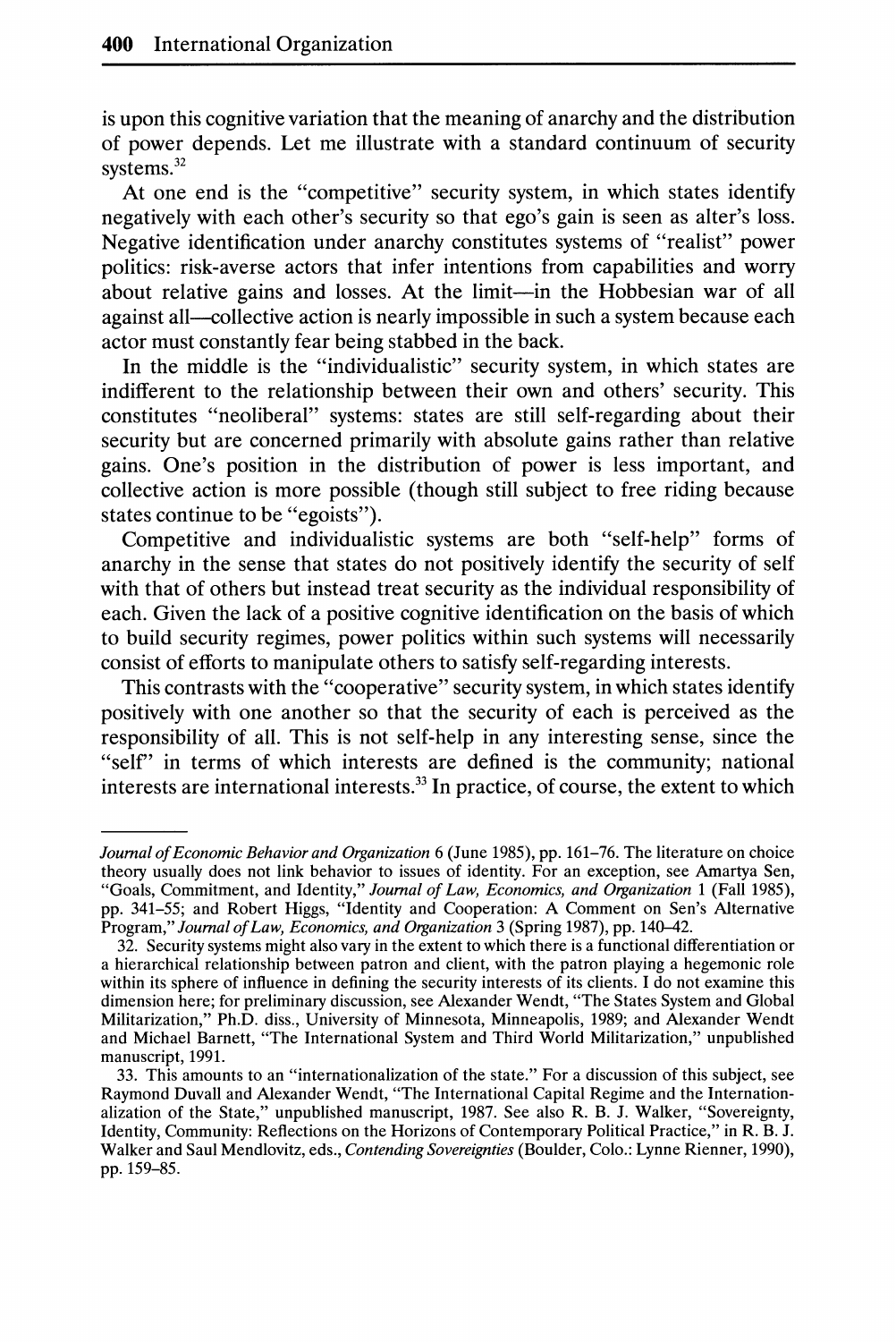is upon this cognitive variation that the meaning of anarchy and the distribution of power depends. Let me illustrate with a standard continuum of security systems.[32]

At one end is the "competitive" security system, in which states identify negatively with each other's security so that ego's gain is seen as alter's loss. Negative identification under anarchy constitutes systems of "realist" power politics: risk-averse actors that infer intentions from capabilities and worry about relative gains and losses. At the limit—in the Hobbesian war of all against all—collective action is nearly impossible in such a system because each actor must constantly fear being stabbed in the back.

In the middle is the "individualistic" security system, in which states are indifferent to the relationship between their own and others' security. This constitutes "neoliberal" systems: states are still self-regarding about their security but are concerned primarily with absolute gains rather than relative gains. One's position in the distribution of power is less important, and collective action is more possible (though still subject to free riding because states continue to be "egoists").

Competitive and individualistic systems are both "self-help" forms of anarchy in the sense that states do not positively identify the security of self with that of others but instead treat security as the individual responsibility of each. Given the lack of a positive cognitive identification on the basis of which to build security regimes, power politics within such systems will necessarily consist of efforts to manipulate others to satisfy self-regarding interests.

This contrasts with the "cooperative" security system, in which states identify positively with one another so that the security of each is perceived as the responsibility of all. This is not self-help in any interesting sense, since the "self" in terms of which interests are defined is the community; national interests are international interests.[33] In practice, of course, the extent to which

---

*Journal of Economic Behavior and Organization* 6 (June 1985), pp. 161–76. The literature on choice theory usually does not link behavior to issues of identity. For an exception, see Amartya Sen, "Goals, Commitment, and Identity," *Journal of Law, Economics, and Organization* 1 (Fall 1985), pp. 341–55; and Robert Higgs, "Identity and Cooperation: A Comment on Sen's Alternative Program," *Journal of Law, Economics, and Organization* 3 (Spring 1987), pp. 140–42.

32. Security systems might also vary in the extent to which there is a functional differentiation or a hierarchical relationship between patron and client, with the patron playing a hegemonic role within its sphere of influence in defining the security interests of its clients. I do not examine this dimension here; for preliminary discussion, see Alexander Wendt, "The States System and Global Militarization," Ph.D. diss., University of Minnesota, Minneapolis, 1989; and Alexander Wendt and Michael Barnett, "The International System and Third World Militarization," unpublished manuscript, 1991.

33. This amounts to an "internationalization of the state." For a discussion of this subject, see Raymond Duvall and Alexander Wendt, "The International Capital Regime and the Internationalization of the State," unpublished manuscript, 1987. See also R. B. J. Walker, "Sovereignty, Identity, Community: Reflections on the Horizons of Contemporary Political Practice," in R. B. J. Walker and Saul Mendlovitz, eds., *Contending Sovereignties* (Boulder, Colo.: Lynne Rienner, 1990), pp. 159–85.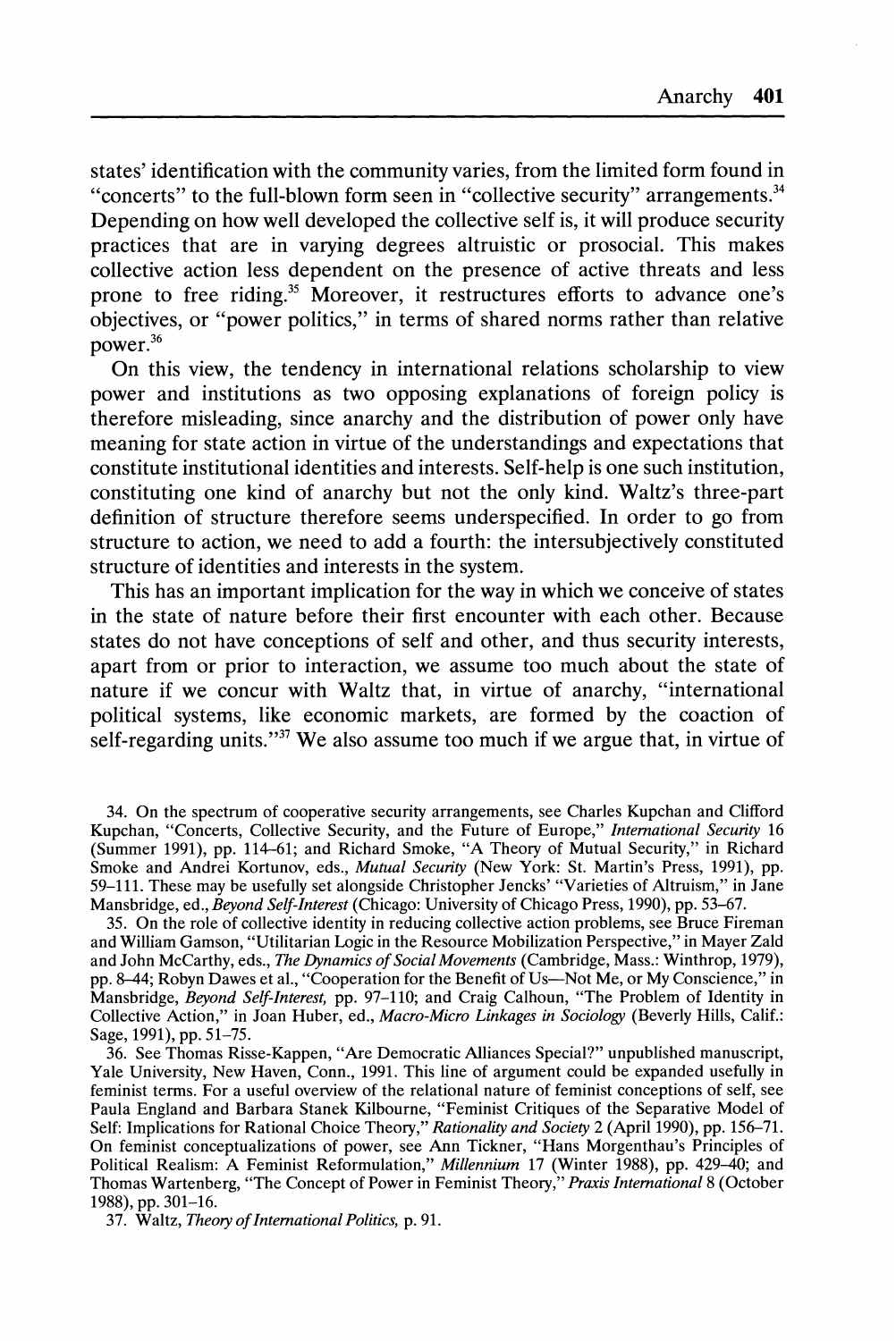states' identification with the community varies, from the limited form found in "concerts" to the full-blown form seen in "collective security" arrangements.[34] Depending on how well developed the collective self is, it will produce security practices that are in varying degrees altruistic or prosocial. This makes collective action less dependent on the presence of active threats and less prone to free riding.[35] Moreover, it restructures efforts to advance one's objectives, or "power politics," in terms of shared norms rather than relative power.[36]

On this view, the tendency in international relations scholarship to view power and institutions as two opposing explanations of foreign policy is therefore misleading, since anarchy and the distribution of power only have meaning for state action in virtue of the understandings and expectations that constitute institutional identities and interests. Self-help is one such institution, constituting one kind of anarchy but not the only kind. Waltz's three-part definition of structure therefore seems underspecified. In order to go from structure to action, we need to add a fourth: the intersubjectively constituted structure of identities and interests in the system.

This has an important implication for the way in which we conceive of states in the state of nature before their first encounter with each other. Because states do not have conceptions of self and other, and thus security interests, apart from or prior to interaction, we assume too much about the state of nature if we concur with Waltz that, in virtue of anarchy, "international political systems, like economic markets, are formed by the coaction of self-regarding units."[37] We also assume too much if we argue that, in virtue of

34. On the spectrum of cooperative security arrangements, see Charles Kupchan and Clifford Kupchan, "Concerts, Collective Security, and the Future of Europe," *International Security* 16 (Summer 1991), pp. 114–61; and Richard Smoke, "A Theory of Mutual Security," in Richard Smoke and Andrei Kortunov, eds., *Mutual Security* (New York: St. Martin's Press, 1991), pp. 59–111. These may be usefully set alongside Christopher Jencks' "Varieties of Altruism," in Jane Mansbridge, ed., *Beyond Self-Interest* (Chicago: University of Chicago Press, 1990), pp. 53–67.

35. On the role of collective identity in reducing collective action problems, see Bruce Fireman and William Gamson, "Utilitarian Logic in the Resource Mobilization Perspective," in Mayer Zald and John McCarthy, eds., *The Dynamics of Social Movements* (Cambridge, Mass.: Winthrop, 1979), pp. 8–44; Robyn Dawes et al., "Cooperation for the Benefit of Us—Not Me, or My Conscience," in Mansbridge, *Beyond Self-Interest*, pp. 97–110; and Craig Calhoun, "The Problem of Identity in Collective Action," in Joan Huber, ed., *Macro-Micro Linkages in Sociology* (Beverly Hills, Calif.: Sage, 1991), pp. 51–75.

36. See Thomas Risse-Kappen, "Are Democratic Alliances Special?" unpublished manuscript, Yale University, New Haven, Conn., 1991. This line of argument could be expanded usefully in feminist terms. For a useful overview of the relational nature of feminist conceptions of self, see Paula England and Barbara Stanek Kilbourne, "Feminist Critiques of the Separative Model of Self: Implications for Rational Choice Theory," *Rationality and Society* 2 (April 1990), pp. 156–71. On feminist conceptualizations of power, see Ann Tickner, "Hans Morgenthau's Principles of Political Realism: A Feminist Reformulation," *Millennium* 17 (Winter 1988), pp. 429–40; and Thomas Wartenberg, "The Concept of Power in Feminist Theory," *Praxis International* 8 (October 1988), pp. 301–16.

37. Waltz, *Theory of International Politics*, p. 91.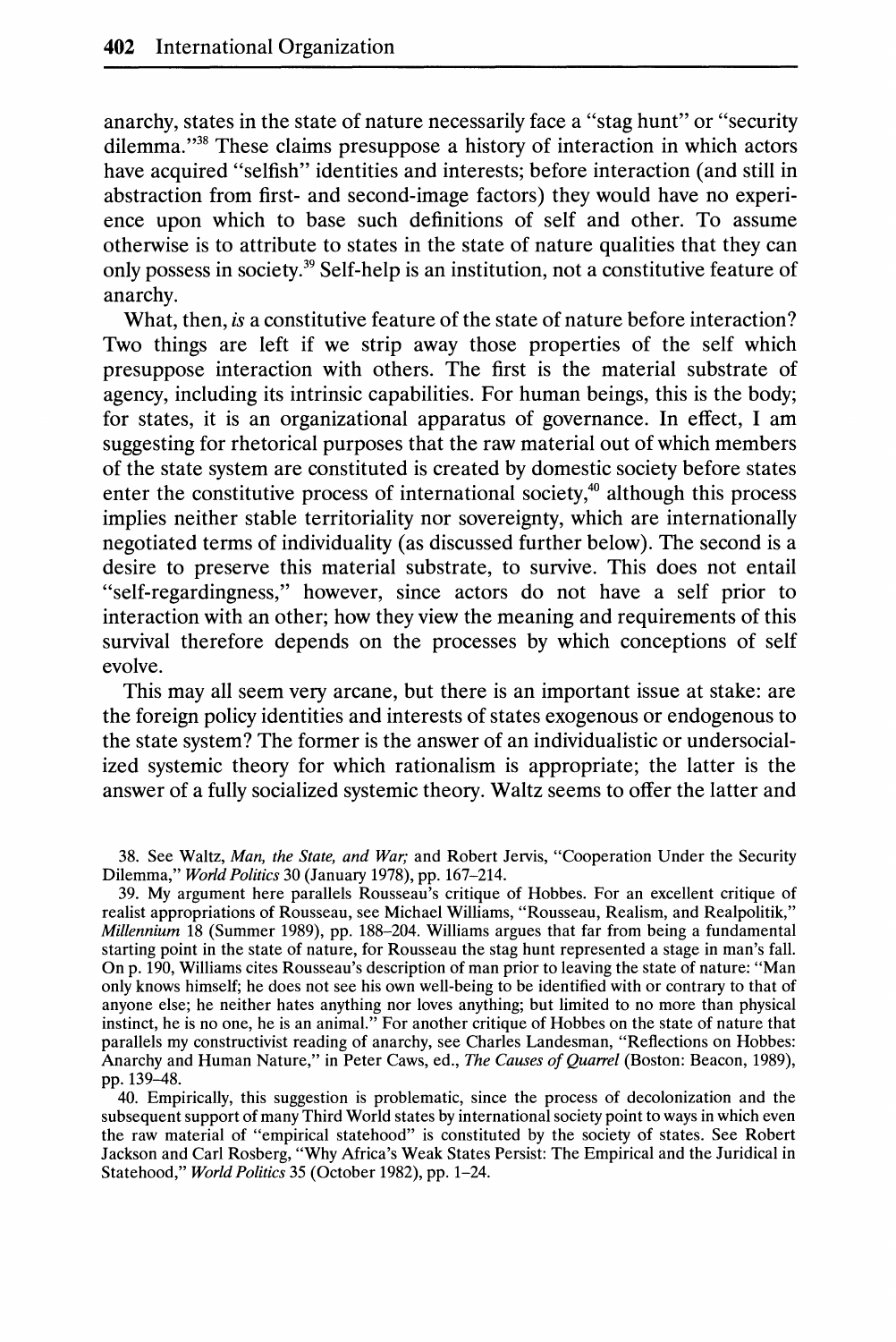anarchy, states in the state of nature necessarily face a "stag hunt" or "security dilemma."[38] These claims presuppose a history of interaction in which actors have acquired "selfish" identities and interests; before interaction (and still in abstraction from first- and second-image factors) they would have no experience upon which to base such definitions of self and other. To assume otherwise is to attribute to states in the state of nature qualities that they can only possess in society.[39] Self-help is an institution, not a constitutive feature of anarchy.

What, then, *is* a constitutive feature of the state of nature before interaction? Two things are left if we strip away those properties of the self which presuppose interaction with others. The first is the material substrate of agency, including its intrinsic capabilities. For human beings, this is the body; for states, it is an organizational apparatus of governance. In effect, I am suggesting for rhetorical purposes that the raw material out of which members of the state system are constituted is created by domestic society before states enter the constitutive process of international society,[40] although this process implies neither stable territoriality nor sovereignty, which are internationally negotiated terms of individuality (as discussed further below). The second is a desire to preserve this material substrate, to survive. This does not entail "self-regardingness," however, since actors do not have a self prior to interaction with an other; how they view the meaning and requirements of this survival therefore depends on the processes by which conceptions of self evolve.

This may all seem very arcane, but there is an important issue at stake: are the foreign policy identities and interests of states exogenous or endogenous to the state system? The former is the answer of an individualistic or undersocialized systemic theory for which rationalism is appropriate; the latter is the answer of a fully socialized systemic theory. Waltz seems to offer the latter and

38. See Waltz, *Man, the State, and War;* and Robert Jervis, "Cooperation Under the Security Dilemma," *World Politics* 30 (January 1978), pp. 167–214.

39. My argument here parallels Rousseau's critique of Hobbes. For an excellent critique of realist appropriations of Rousseau, see Michael Williams, "Rousseau, Realism, and Realpolitik," *Millennium* 18 (Summer 1989), pp. 188–204. Williams argues that far from being a fundamental starting point in the state of nature, for Rousseau the stag hunt represented a stage in man's fall. On p. 190, Williams cites Rousseau's description of man prior to leaving the state of nature: "Man only knows himself; he does not see his own well-being to be identified with or contrary to that of anyone else; he neither hates anything nor loves anything; but limited to no more than physical instinct, he is no one, he is an animal." For another critique of Hobbes on the state of nature that parallels my constructivist reading of anarchy, see Charles Landesman, "Reflections on Hobbes: Anarchy and Human Nature," in Peter Caws, ed., *The Causes of Quarrel* (Boston: Beacon, 1989), pp. 139–48.

40. Empirically, this suggestion is problematic, since the process of decolonization and the subsequent support of many Third World states by international society point to ways in which even the raw material of "empirical statehood" is constituted by the society of states. See Robert Jackson and Carl Rosberg, "Why Africa's Weak States Persist: The Empirical and the Juridical in Statehood," *World Politics* 35 (October 1982), pp. 1–24.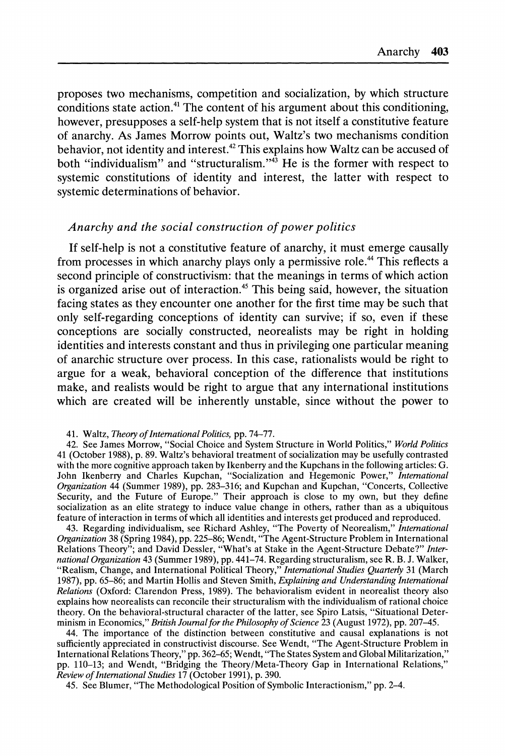proposes two mechanisms, competition and socialization, by which structure conditions state action.[41] The content of his argument about this conditioning, however, presupposes a self-help system that is not itself a constitutive feature of anarchy. As James Morrow points out, Waltz's two mechanisms condition behavior, not identity and interest.[42] This explains how Waltz can be accused of both "individualism" and "structuralism."[43] He is the former with respect to systemic constitutions of identity and interest, the latter with respect to systemic determinations of behavior.

### *Anarchy and the social construction of power politics*

If self-help is not a constitutive feature of anarchy, it must emerge causally from processes in which anarchy plays only a permissive role.[44] This reflects a second principle of constructivism: that the meanings in terms of which action is organized arise out of interaction.[45] This being said, however, the situation facing states as they encounter one another for the first time may be such that only self-regarding conceptions of identity can survive; if so, even if these conceptions are socially constructed, neorealists may be right in holding identities and interests constant and thus in privileging one particular meaning of anarchic structure over process. In this case, rationalists would be right to argue for a weak, behavioral conception of the difference that institutions make, and realists would be right to argue that any international institutions which are created will be inherently unstable, since without the power to

41. Waltz, *Theory of International Politics,* pp. 74–77.

42. See James Morrow, "Social Choice and System Structure in World Politics," *World Politics* 41 (October 1988), p. 89. Waltz's behavioral treatment of socialization may be usefully contrasted with the more cognitive approach taken by Ikenberry and the Kupchans in the following articles: G. John Ikenberry and Charles Kupchan, "Socialization and Hegemonic Power," *International Organization* 44 (Summer 1989), pp. 283–316; and Kupchan and Kupchan, "Concerts, Collective Security, and the Future of Europe." Their approach is close to my own, but they define socialization as an elite strategy to induce value change in others, rather than as a ubiquitous feature of interaction in terms of which all identities and interests get produced and reproduced.

43. Regarding individualism, see Richard Ashley, "The Poverty of Neorealism," *International Organization* 38 (Spring 1984), pp. 225–86; Wendt, "The Agent-Structure Problem in International Relations Theory"; and David Dessler, "What's at Stake in the Agent-Structure Debate?" *International Organization* 43 (Summer 1989), pp. 441–74. Regarding structuralism, see R. B. J. Walker, "Realism, Change, and International Political Theory," *International Studies Quarterly* 31 (March 1987), pp. 65–86; and Martin Hollis and Steven Smith, *Explaining and Understanding International Relations* (Oxford: Clarendon Press, 1989). The behavioralism evident in neorealist theory also explains how neorealists can reconcile their structuralism with the individualism of rational choice theory. On the behavioral-structural character of the latter, see Spiro Latsis, "Situational Determinism in Economics," *British Journal for the Philosophy of Science* 23 (August 1972), pp. 207–45.

44. The importance of the distinction between constitutive and causal explanations is not sufficiently appreciated in constructivist discourse. See Wendt, "The Agent-Structure Problem in International Relations Theory," pp. 362–65; Wendt, "The States System and Global Militarization," pp. 110–13; and Wendt, "Bridging the Theory/Meta-Theory Gap in International Relations," *Review of International Studies* 17 (October 1991), p. 390.

45. See Blumer, "The Methodological Position of Symbolic Interactionism," pp. 2–4.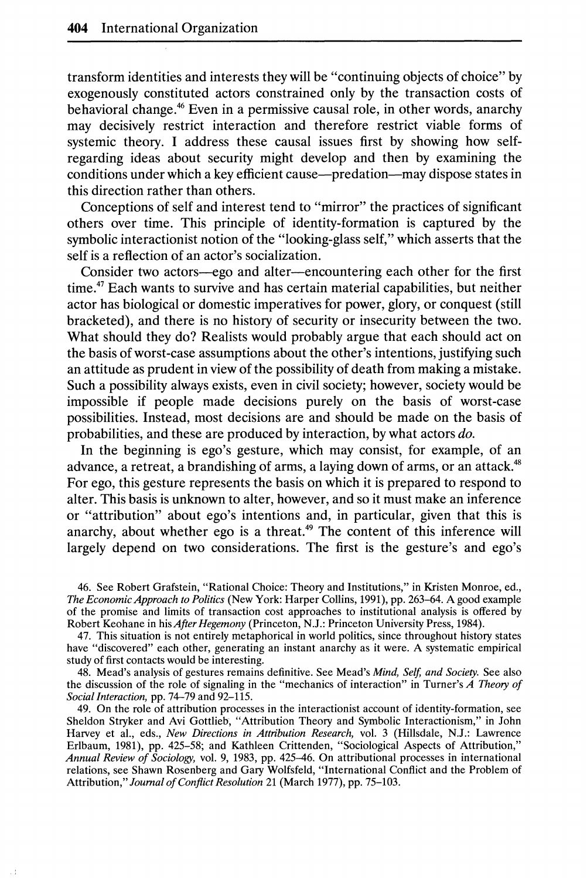transform identities and interests they will be "continuing objects of choice" by exogenously constituted actors constrained only by the transaction costs of behavioral change.[46] Even in a permissive causal role, in other words, anarchy may decisively restrict interaction and therefore restrict viable forms of systemic theory. I address these causal issues first by showing how self-regarding ideas about security might develop and then by examining the conditions under which a key efficient cause—predation—may dispose states in this direction rather than others.

Conceptions of self and interest tend to "mirror" the practices of significant others over time. This principle of identity-formation is captured by the symbolic interactionist notion of the "looking-glass self," which asserts that the self is a reflection of an actor's socialization.

Consider two actors—ego and alter—encountering each other for the first time.[47] Each wants to survive and has certain material capabilities, but neither actor has biological or domestic imperatives for power, glory, or conquest (still bracketed), and there is no history of security or insecurity between the two. What should they do? Realists would probably argue that each should act on the basis of worst-case assumptions about the other's intentions, justifying such an attitude as prudent in view of the possibility of death from making a mistake. Such a possibility always exists, even in civil society; however, society would be impossible if people made decisions purely on the basis of worst-case possibilities. Instead, most decisions are and should be made on the basis of probabilities, and these are produced by interaction, by what actors *do*.

In the beginning is ego's gesture, which may consist, for example, of an advance, a retreat, a brandishing of arms, a laying down of arms, or an attack.[48] For ego, this gesture represents the basis on which it is prepared to respond to alter. This basis is unknown to alter, however, and so it must make an inference or "attribution" about ego's intentions and, in particular, given that this is anarchy, about whether ego is a threat.[49] The content of this inference will largely depend on two considerations. The first is the gesture's and ego's

46. See Robert Grafstein, "Rational Choice: Theory and Institutions," in Kristen Monroe, ed., *The Economic Approach to Politics* (New York: Harper Collins, 1991), pp. 263–64. A good example of the promise and limits of transaction cost approaches to institutional analysis is offered by Robert Keohane in his *After Hegemony* (Princeton, N.J.: Princeton University Press, 1984).

47. This situation is not entirely metaphorical in world politics, since throughout history states have "discovered" each other, generating an instant anarchy as it were. A systematic empirical study of first contacts would be interesting.

48. Mead's analysis of gestures remains definitive. See Mead's *Mind, Self, and Society.* See also the discussion of the role of signaling in the "mechanics of interaction" in Turner's *A Theory of Social Interaction,* pp. 74–79 and 92–115.

49. On the role of attribution processes in the interactionist account of identity-formation, see Sheldon Stryker and Avi Gottlieb, "Attribution Theory and Symbolic Interactionism," in John Harvey et al., eds., *New Directions in Attribution Research,* vol. 3 (Hillsdale, N.J.: Lawrence Erlbaum, 1981), pp. 425–58; and Kathleen Crittenden, "Sociological Aspects of Attribution," *Annual Review of Sociology,* vol. 9, 1983, pp. 425–46. On attributional processes in international relations, see Shawn Rosenberg and Gary Wolfsfeld, "International Conflict and the Problem of Attribution," *Journal of Conflict Resolution* 21 (March 1977), pp. 75–103.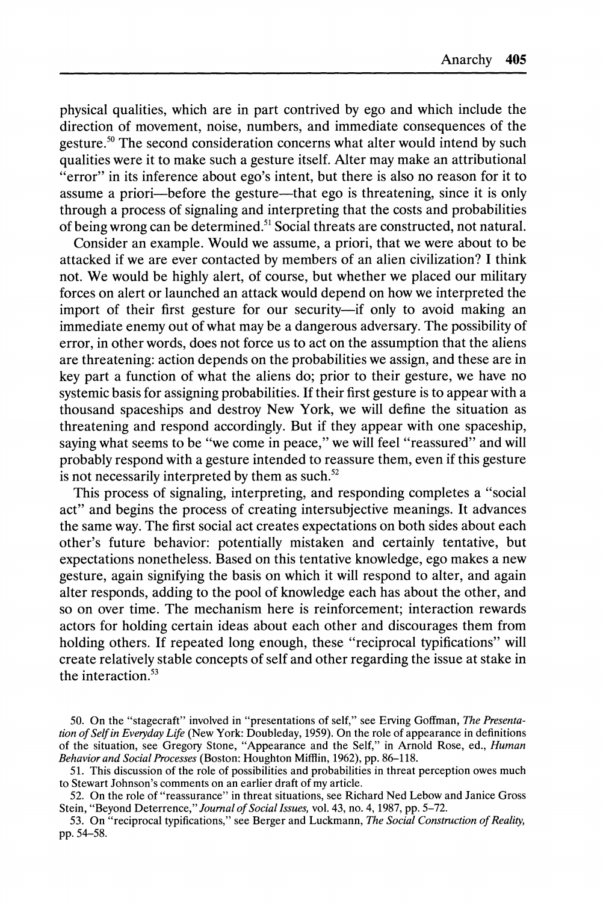physical qualities, which are in part contrived by ego and which include the direction of movement, noise, numbers, and immediate consequences of the gesture.[50] The second consideration concerns what alter would intend by such qualities were it to make such a gesture itself. Alter may make an attributional "error" in its inference about ego's intent, but there is also no reason for it to assume a priori—before the gesture—that ego is threatening, since it is only through a process of signaling and interpreting that the costs and probabilities of being wrong can be determined.[51] Social threats are constructed, not natural.

Consider an example. Would we assume, a priori, that we were about to be attacked if we are ever contacted by members of an alien civilization? I think not. We would be highly alert, of course, but whether we placed our military forces on alert or launched an attack would depend on how we interpreted the import of their first gesture for our security—if only to avoid making an immediate enemy out of what may be a dangerous adversary. The possibility of error, in other words, does not force us to act on the assumption that the aliens are threatening: action depends on the probabilities we assign, and these are in key part a function of what the aliens do; prior to their gesture, we have no systemic basis for assigning probabilities. If their first gesture is to appear with a thousand spaceships and destroy New York, we will define the situation as threatening and respond accordingly. But if they appear with one spaceship, saying what seems to be "we come in peace," we will feel "reassured" and will probably respond with a gesture intended to reassure them, even if this gesture is not necessarily interpreted by them as such.[52]

This process of signaling, interpreting, and responding completes a "social act" and begins the process of creating intersubjective meanings. It advances the same way. The first social act creates expectations on both sides about each other's future behavior: potentially mistaken and certainly tentative, but expectations nonetheless. Based on this tentative knowledge, ego makes a new gesture, again signifying the basis on which it will respond to alter, and again alter responds, adding to the pool of knowledge each has about the other, and so on over time. The mechanism here is reinforcement; interaction rewards actors for holding certain ideas about each other and discourages them from holding others. If repeated long enough, these "reciprocal typifications" will create relatively stable concepts of self and other regarding the issue at stake in the interaction.[53]

50. On the "stagecraft" involved in "presentations of self," see Erving Goffman, *The Presentation of Self in Everyday Life* (New York: Doubleday, 1959). On the role of appearance in definitions of the situation, see Gregory Stone, "Appearance and the Self," in Arnold Rose, ed., *Human Behavior and Social Processes* (Boston: Houghton Mifflin, 1962), pp. 86–118.

51. This discussion of the role of possibilities and probabilities in threat perception owes much to Stewart Johnson's comments on an earlier draft of my article.

52. On the role of "reassurance" in threat situations, see Richard Ned Lebow and Janice Gross Stein, "Beyond Deterrence," *Journal of Social Issues*, vol. 43, no. 4, 1987, pp. 5–72.

53. On "reciprocal typifications," see Berger and Luckmann, *The Social Construction of Reality*, pp. 54–58.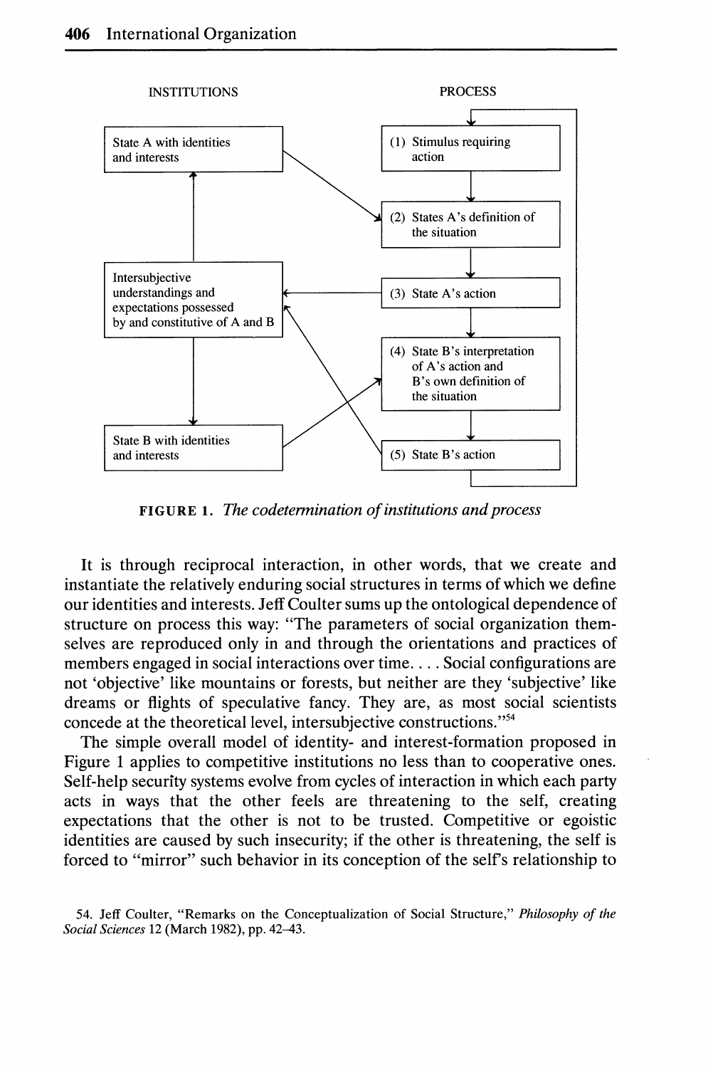INSTITUTIONS

State A with identities and interests

Intersubjective understandings and expectations possessed by and constitutive of A and B

State B with identities and interests

PROCESS

(1) Stimulus requiring action

(2) States A's definition of the situation

(3) State A's action

(4) State B's interpretation of A's action and B's own definition of the situation

(5) State B's action

**FIGURE 1.** *The codetermination of institutions and process*

It is through reciprocal interaction, in other words, that we create and instantiate the relatively enduring social structures in terms of which we define our identities and interests. Jeff Coulter sums up the ontological dependence of structure on process this way: "The parameters of social organization themselves are reproduced only in and through the orientations and practices of members engaged in social interactions over time. . . . Social configurations are not 'objective' like mountains or forests, but neither are they 'subjective' like dreams or flights of speculative fancy. They are, as most social scientists concede at the theoretical level, intersubjective constructions."[54]

The simple overall model of identity- and interest-formation proposed in Figure 1 applies to competitive institutions no less than to cooperative ones. Self-help security systems evolve from cycles of interaction in which each party acts in ways that the other feels are threatening to the self, creating expectations that the other is not to be trusted. Competitive or egoistic identities are caused by such insecurity; if the other is threatening, the self is forced to "mirror" such behavior in its conception of the self's relationship to

54. Jeff Coulter, "Remarks on the Conceptualization of Social Structure," *Philosophy of the Social Sciences* 12 (March 1982), pp. 42–43.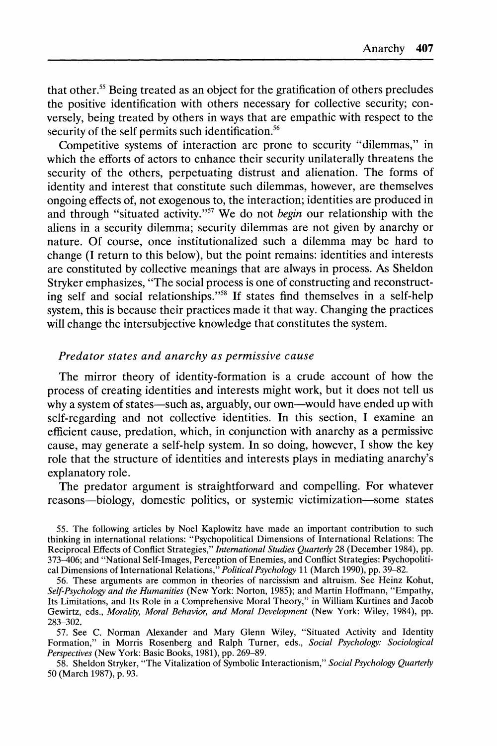that other.[55] Being treated as an object for the gratification of others precludes the positive identification with others necessary for collective security; conversely, being treated by others in ways that are empathic with respect to the security of the self permits such identification.[56]

Competitive systems of interaction are prone to security "dilemmas," in which the efforts of actors to enhance their security unilaterally threatens the security of the others, perpetuating distrust and alienation. The forms of identity and interest that constitute such dilemmas, however, are themselves ongoing effects of, not exogenous to, the interaction; identities are produced in and through "situated activity."[57] We do not *begin* our relationship with the aliens in a security dilemma; security dilemmas are not given by anarchy or nature. Of course, once institutionalized such a dilemma may be hard to change (I return to this below), but the point remains: identities and interests are constituted by collective meanings that are always in process. As Sheldon Stryker emphasizes, "The social process is one of constructing and reconstructing self and social relationships."[58] If states find themselves in a self-help system, this is because their practices made it that way. Changing the practices will change the intersubjective knowledge that constitutes the system.

### *Predator states and anarchy as permissive cause*

The mirror theory of identity-formation is a crude account of how the process of creating identities and interests might work, but it does not tell us why a system of states—such as, arguably, our own—would have ended up with self-regarding and not collective identities. In this section, I examine an efficient cause, predation, which, in conjunction with anarchy as a permissive cause, may generate a self-help system. In so doing, however, I show the key role that the structure of identities and interests plays in mediating anarchy's explanatory role.

The predator argument is straightforward and compelling. For whatever reasons—biology, domestic politics, or systemic victimization—some states

55. The following articles by Noel Kaplowitz have made an important contribution to such thinking in international relations: "Psychopolitical Dimensions of International Relations: The Reciprocal Effects of Conflict Strategies," *International Studies Quarterly* 28 (December 1984), pp. 373–406; and "National Self-Images, Perception of Enemies, and Conflict Strategies: Psychopolitical Dimensions of International Relations," *Political Psychology* 11 (March 1990), pp. 39–82.

56. These arguments are common in theories of narcissism and altruism. See Heinz Kohut, *Self-Psychology and the Humanities* (New York: Norton, 1985); and Martin Hoffmann, "Empathy, Its Limitations, and Its Role in a Comprehensive Moral Theory," in William Kurtines and Jacob Gewirtz, eds., *Morality, Moral Behavior, and Moral Development* (New York: Wiley, 1984), pp. 283–302.

57. See C. Norman Alexander and Mary Glenn Wiley, "Situated Activity and Identity Formation," in Morris Rosenberg and Ralph Turner, eds., *Social Psychology: Sociological Perspectives* (New York: Basic Books, 1981), pp. 269–89.

58. Sheldon Stryker, "The Vitalization of Symbolic Interactionism," *Social Psychology Quarterly* 50 (March 1987), p. 93.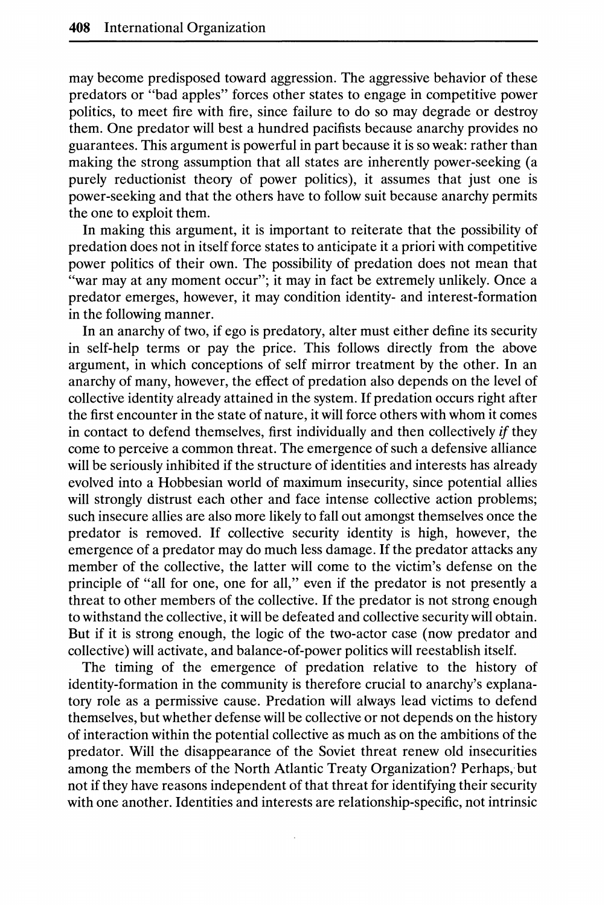may become predisposed toward aggression. The aggressive behavior of these predators or "bad apples" forces other states to engage in competitive power politics, to meet fire with fire, since failure to do so may degrade or destroy them. One predator will best a hundred pacifists because anarchy provides no guarantees. This argument is powerful in part because it is so weak: rather than making the strong assumption that all states are inherently power-seeking (a purely reductionist theory of power politics), it assumes that just one is power-seeking and that the others have to follow suit because anarchy permits the one to exploit them.

In making this argument, it is important to reiterate that the possibility of predation does not in itself force states to anticipate it a priori with competitive power politics of their own. The possibility of predation does not mean that "war may at any moment occur"; it may in fact be extremely unlikely. Once a predator emerges, however, it may condition identity- and interest-formation in the following manner.

In an anarchy of two, if ego is predatory, alter must either define its security in self-help terms or pay the price. This follows directly from the above argument, in which conceptions of self mirror treatment by the other. In an anarchy of many, however, the effect of predation also depends on the level of collective identity already attained in the system. If predation occurs right after the first encounter in the state of nature, it will force others with whom it comes in contact to defend themselves, first individually and then collectively *if* they come to perceive a common threat. The emergence of such a defensive alliance will be seriously inhibited if the structure of identities and interests has already evolved into a Hobbesian world of maximum insecurity, since potential allies will strongly distrust each other and face intense collective action problems; such insecure allies are also more likely to fall out amongst themselves once the predator is removed. If collective security identity is high, however, the emergence of a predator may do much less damage. If the predator attacks any member of the collective, the latter will come to the victim's defense on the principle of "all for one, one for all," even if the predator is not presently a threat to other members of the collective. If the predator is not strong enough to withstand the collective, it will be defeated and collective security will obtain. But if it is strong enough, the logic of the two-actor case (now predator and collective) will activate, and balance-of-power politics will reestablish itself.

The timing of the emergence of predation relative to the history of identity-formation in the community is therefore crucial to anarchy's explanatory role as a permissive cause. Predation will always lead victims to defend themselves, but whether defense will be collective or not depends on the history of interaction within the potential collective as much as on the ambitions of the predator. Will the disappearance of the Soviet threat renew old insecurities among the members of the North Atlantic Treaty Organization? Perhaps, but not if they have reasons independent of that threat for identifying their security with one another. Identities and interests are relationship-specific, not intrinsic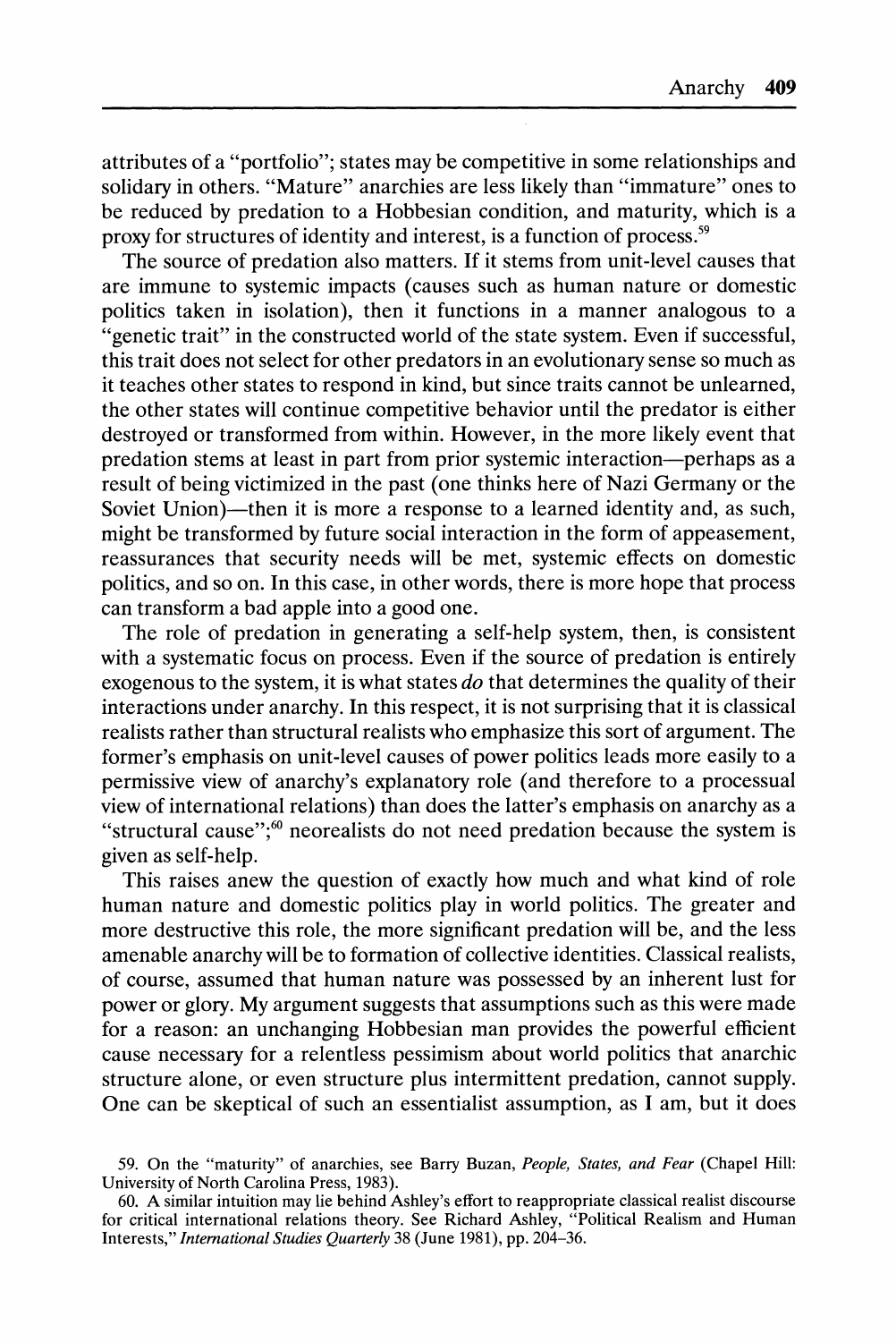attributes of a "portfolio"; states may be competitive in some relationships and solidary in others. "Mature" anarchies are less likely than "immature" ones to be reduced by predation to a Hobbesian condition, and maturity, which is a proxy for structures of identity and interest, is a function of process.[59]

The source of predation also matters. If it stems from unit-level causes that are immune to systemic impacts (causes such as human nature or domestic politics taken in isolation), then it functions in a manner analogous to a "genetic trait" in the constructed world of the state system. Even if successful, this trait does not select for other predators in an evolutionary sense so much as it teaches other states to respond in kind, but since traits cannot be unlearned, the other states will continue competitive behavior until the predator is either destroyed or transformed from within. However, in the more likely event that predation stems at least in part from prior systemic interaction—perhaps as a result of being victimized in the past (one thinks here of Nazi Germany or the Soviet Union)—then it is more a response to a learned identity and, as such, might be transformed by future social interaction in the form of appeasement, reassurances that security needs will be met, systemic effects on domestic politics, and so on. In this case, in other words, there is more hope that process can transform a bad apple into a good one.

The role of predation in generating a self-help system, then, is consistent with a systematic focus on process. Even if the source of predation is entirely exogenous to the system, it is what states *do* that determines the quality of their interactions under anarchy. In this respect, it is not surprising that it is classical realists rather than structural realists who emphasize this sort of argument. The former's emphasis on unit-level causes of power politics leads more easily to a permissive view of anarchy's explanatory role (and therefore to a processual view of international relations) than does the latter's emphasis on anarchy as a "structural cause";[60] neorealists do not need predation because the system is given as self-help.

This raises anew the question of exactly how much and what kind of role human nature and domestic politics play in world politics. The greater and more destructive this role, the more significant predation will be, and the less amenable anarchy will be to formation of collective identities. Classical realists, of course, assumed that human nature was possessed by an inherent lust for power or glory. My argument suggests that assumptions such as this were made for a reason: an unchanging Hobbesian man provides the powerful efficient cause necessary for a relentless pessimism about world politics that anarchic structure alone, or even structure plus intermittent predation, cannot supply. One can be skeptical of such an essentialist assumption, as I am, but it does

59. On the "maturity" of anarchies, see Barry Buzan, *People, States, and Fear* (Chapel Hill: University of North Carolina Press, 1983).

60. A similar intuition may lie behind Ashley's effort to reappropriate classical realist discourse for critical international relations theory. See Richard Ashley, "Political Realism and Human Interests," *International Studies Quarterly* 38 (June 1981), pp. 204–36.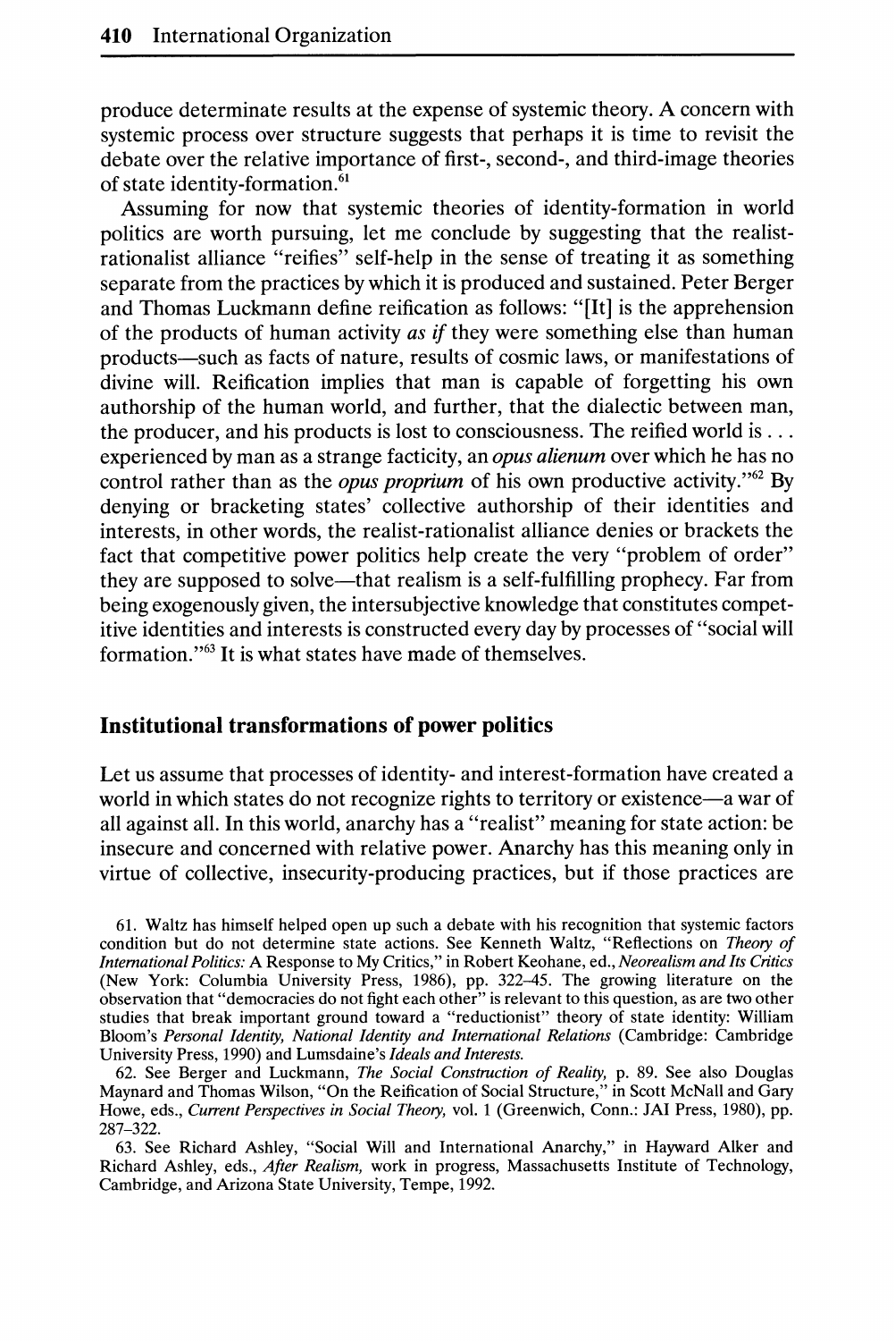produce determinate results at the expense of systemic theory. A concern with systemic process over structure suggests that perhaps it is time to revisit the debate over the relative importance of first-, second-, and third-image theories of state identity-formation.[61]

Assuming for now that systemic theories of identity-formation in world politics are worth pursuing, let me conclude by suggesting that the realist-rationalist alliance "reifies" self-help in the sense of treating it as something separate from the practices by which it is produced and sustained. Peter Berger and Thomas Luckmann define reification as follows: "[It] is the apprehension of the products of human activity *as if* they were something else than human products—such as facts of nature, results of cosmic laws, or manifestations of divine will. Reification implies that man is capable of forgetting his own authorship of the human world, and further, that the dialectic between man, the producer, and his products is lost to consciousness. The reified world is . . . experienced by man as a strange facticity, an *opus alienum* over which he has no control rather than as the *opus proprium* of his own productive activity."[62] By denying or bracketing states' collective authorship of their identities and interests, in other words, the realist-rationalist alliance denies or brackets the fact that competitive power politics help create the very "problem of order" they are supposed to solve—that realism is a self-fulfilling prophecy. Far from being exogenously given, the intersubjective knowledge that constitutes competitive identities and interests is constructed every day by processes of "social will formation."[63] It is what states have made of themselves.

## Institutional transformations of power politics

Let us assume that processes of identity- and interest-formation have created a world in which states do not recognize rights to territory or existence—a war of all against all. In this world, anarchy has a "realist" meaning for state action: be insecure and concerned with relative power. Anarchy has this meaning only in virtue of collective, insecurity-producing practices, but if those practices are

61. Waltz has himself helped open up such a debate with his recognition that systemic factors condition but do not determine state actions. See Kenneth Waltz, "Reflections on *Theory of International Politics:* A Response to My Critics," in Robert Keohane, ed., *Neorealism and Its Critics* (New York: Columbia University Press, 1986), pp. 322–45. The growing literature on the observation that "democracies do not fight each other" is relevant to this question, as are two other studies that break important ground toward a "reductionist" theory of state identity: William Bloom's *Personal Identity, National Identity and International Relations* (Cambridge: Cambridge University Press, 1990) and Lumsdaine's *Ideals and Interests.*

62. See Berger and Luckmann, *The Social Construction of Reality,* p. 89. See also Douglas Maynard and Thomas Wilson, "On the Reification of Social Structure," in Scott McNall and Gary Howe, eds., *Current Perspectives in Social Theory,* vol. 1 (Greenwich, Conn.: JAI Press, 1980), pp. 287–322.

63. See Richard Ashley, "Social Will and International Anarchy," in Hayward Alker and Richard Ashley, eds., *After Realism,* work in progress, Massachusetts Institute of Technology, Cambridge, and Arizona State University, Tempe, 1992.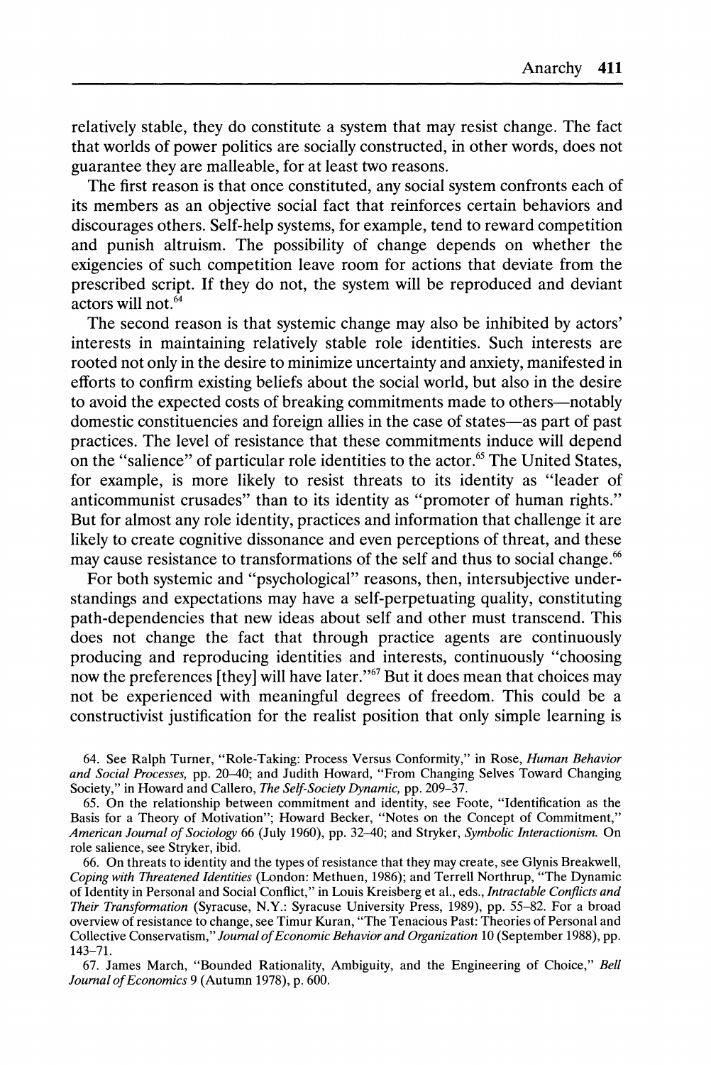relatively stable, they do constitute a system that may resist change. The fact that worlds of power politics are socially constructed, in other words, does not guarantee they are malleable, for at least two reasons.

The first reason is that once constituted, any social system confronts each of its members as an objective social fact that reinforces certain behaviors and discourages others. Self-help systems, for example, tend to reward competition and punish altruism. The possibility of change depends on whether the exigencies of such competition leave room for actions that deviate from the prescribed script. If they do not, the system will be reproduced and deviant actors will not.[64]

The second reason is that systemic change may also be inhibited by actors' interests in maintaining relatively stable role identities. Such interests are rooted not only in the desire to minimize uncertainty and anxiety, manifested in efforts to confirm existing beliefs about the social world, but also in the desire to avoid the expected costs of breaking commitments made to others—notably domestic constituencies and foreign allies in the case of states—as part of past practices. The level of resistance that these commitments induce will depend on the "salience" of particular role identities to the actor.[65] The United States, for example, is more likely to resist threats to its identity as "leader of anticommunist crusades" than to its identity as "promoter of human rights." But for almost any role identity, practices and information that challenge it are likely to create cognitive dissonance and even perceptions of threat, and these may cause resistance to transformations of the self and thus to social change.[66]

For both systemic and "psychological" reasons, then, intersubjective understandings and expectations may have a self-perpetuating quality, constituting path-dependencies that new ideas about self and other must transcend. This does not change the fact that through practice agents are continuously producing and reproducing identities and interests, continuously "choosing now the preferences [they] will have later."[67] But it does mean that choices may not be experienced with meaningful degrees of freedom. This could be a constructivist justification for the realist position that only simple learning is

64. See Ralph Turner, "Role-Taking: Process Versus Conformity," in Rose, *Human Behavior and Social Processes*, pp. 20–40; and Judith Howard, "From Changing Selves Toward Changing Society," in Howard and Callero, *The Self-Society Dynamic*, pp. 209–37.

65. On the relationship between commitment and identity, see Foote, "Identification as the Basis for a Theory of Motivation"; Howard Becker, "Notes on the Concept of Commitment," *American Journal of Sociology* 66 (July 1960), pp. 32–40; and Stryker, *Symbolic Interactionism*. On role salience, see Stryker, ibid.

66. On threats to identity and the types of resistance that they may create, see Glynis Breakwell, *Coping with Threatened Identities* (London: Methuen, 1986); and Terrell Northrup, "The Dynamic of Identity in Personal and Social Conflict," in Louis Kreisberg et al., eds., *Intractable Conflicts and Their Transformation* (Syracuse, N.Y.: Syracuse University Press, 1989), pp. 55–82. For a broad overview of resistance to change, see Timur Kuran, "The Tenacious Past: Theories of Personal and Collective Conservatism," *Journal of Economic Behavior and Organization* 10 (September 1988), pp. 143–71.

67. James March, "Bounded Rationality, Ambiguity, and the Engineering of Choice," *Bell Journal of Economics* 9 (Autumn 1978), p. 600.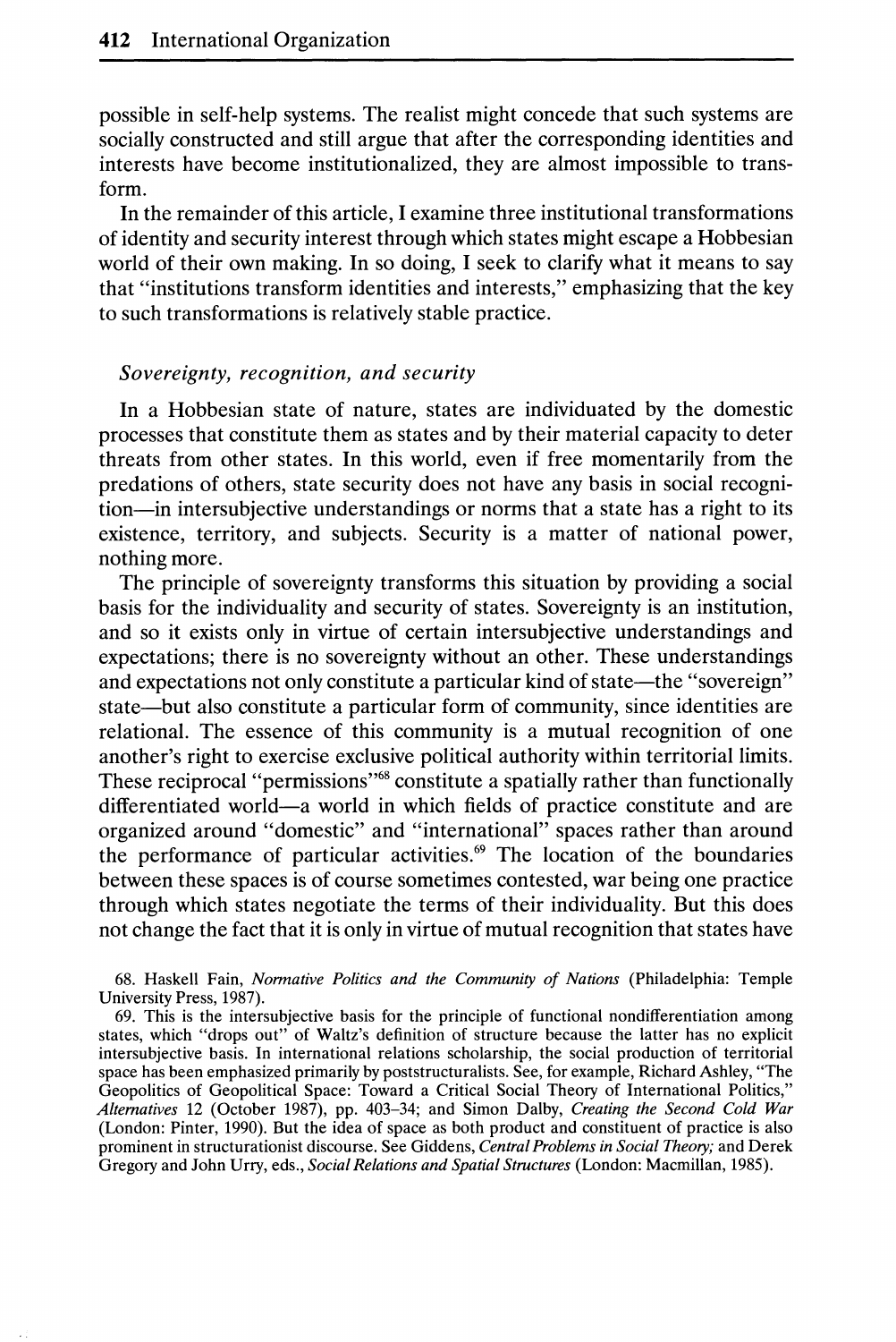possible in self-help systems. The realist might concede that such systems are socially constructed and still argue that after the corresponding identities and interests have become institutionalized, they are almost impossible to transform.

In the remainder of this article, I examine three institutional transformations of identity and security interest through which states might escape a Hobbesian world of their own making. In so doing, I seek to clarify what it means to say that "institutions transform identities and interests," emphasizing that the key to such transformations is relatively stable practice.

### *Sovereignty, recognition, and security*

In a Hobbesian state of nature, states are individuated by the domestic processes that constitute them as states and by their material capacity to deter threats from other states. In this world, even if free momentarily from the predations of others, state security does not have any basis in social recognition—in intersubjective understandings or norms that a state has a right to its existence, territory, and subjects. Security is a matter of national power, nothing more.

The principle of sovereignty transforms this situation by providing a social basis for the individuality and security of states. Sovereignty is an institution, and so it exists only in virtue of certain intersubjective understandings and expectations; there is no sovereignty without an other. These understandings and expectations not only constitute a particular kind of state—the "sovereign" state—but also constitute a particular form of community, since identities are relational. The essence of this community is a mutual recognition of one another's right to exercise exclusive political authority within territorial limits. These reciprocal "permissions"[68] constitute a spatially rather than functionally differentiated world—a world in which fields of practice constitute and are organized around "domestic" and "international" spaces rather than around the performance of particular activities.[69] The location of the boundaries between these spaces is of course sometimes contested, war being one practice through which states negotiate the terms of their individuality. But this does not change the fact that it is only in virtue of mutual recognition that states have

68. Haskell Fain, *Normative Politics and the Community of Nations* (Philadelphia: Temple University Press, 1987).

69. This is the intersubjective basis for the principle of functional nondifferentiation among states, which "drops out" of Waltz's definition of structure because the latter has no explicit intersubjective basis. In international relations scholarship, the social production of territorial space has been emphasized primarily by poststructuralists. See, for example, Richard Ashley, "The Geopolitics of Geopolitical Space: Toward a Critical Social Theory of International Politics," *Alternatives* 12 (October 1987), pp. 403–34; and Simon Dalby, *Creating the Second Cold War* (London: Pinter, 1990). But the idea of space as both product and constituent of practice is also prominent in structurationist discourse. See Giddens, *Central Problems in Social Theory;* and Derek Gregory and John Urry, eds., *Social Relations and Spatial Structures* (London: Macmillan, 1985).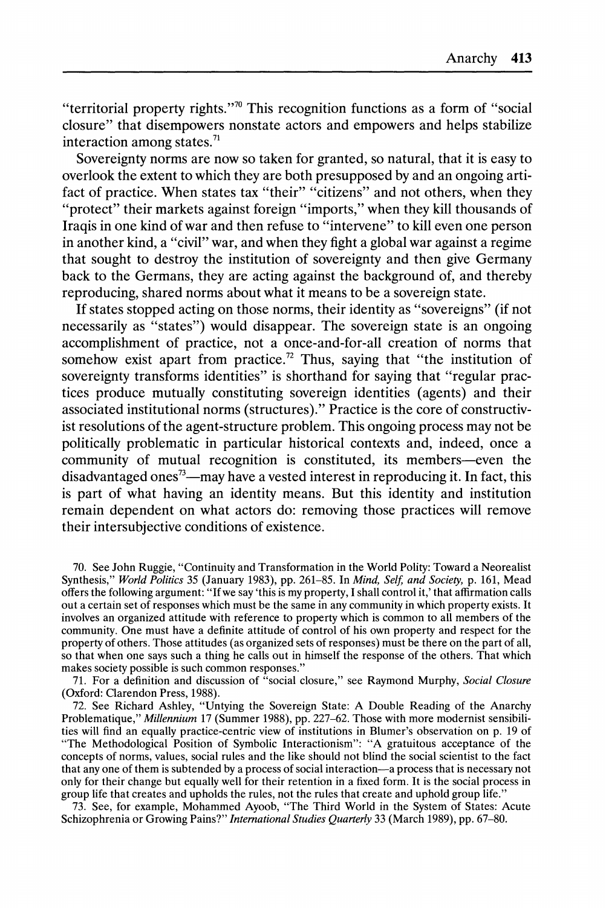"territorial property rights."[70] This recognition functions as a form of "social closure" that disempowers nonstate actors and empowers and helps stabilize interaction among states.[71]

Sovereignty norms are now so taken for granted, so natural, that it is easy to overlook the extent to which they are both presupposed by and an ongoing artifact of practice. When states tax "their" "citizens" and not others, when they "protect" their markets against foreign "imports," when they kill thousands of Iraqis in one kind of war and then refuse to "intervene" to kill even one person in another kind, a "civil" war, and when they fight a global war against a regime that sought to destroy the institution of sovereignty and then give Germany back to the Germans, they are acting against the background of, and thereby reproducing, shared norms about what it means to be a sovereign state.

If states stopped acting on those norms, their identity as "sovereigns" (if not necessarily as "states") would disappear. The sovereign state is an ongoing accomplishment of practice, not a once-and-for-all creation of norms that somehow exist apart from practice.[72] Thus, saying that "the institution of sovereignty transforms identities" is shorthand for saying that "regular practices produce mutually constituting sovereign identities (agents) and their associated institutional norms (structures)." Practice is the core of constructivist resolutions of the agent-structure problem. This ongoing process may not be politically problematic in particular historical contexts and, indeed, once a community of mutual recognition is constituted, its members—even the disadvantaged ones[73]—may have a vested interest in reproducing it. In fact, this is part of what having an identity means. But this identity and institution remain dependent on what actors do: removing those practices will remove their intersubjective conditions of existence.

70. See John Ruggie, "Continuity and Transformation in the World Polity: Toward a Neorealist Synthesis," *World Politics* 35 (January 1983), pp. 261–85. In *Mind, Self, and Society*, p. 161, Mead offers the following argument: "If we say 'this is my property, I shall control it,' that affirmation calls out a certain set of responses which must be the same in any community in which property exists. It involves an organized attitude with reference to property which is common to all members of the community. One must have a definite attitude of control of his own property and respect for the property of others. Those attitudes (as organized sets of responses) must be there on the part of all, so that when one says such a thing he calls out in himself the response of the others. That which makes society possible is such common responses."

71. For a definition and discussion of "social closure," see Raymond Murphy, *Social Closure* (Oxford: Clarendon Press, 1988).

72. See Richard Ashley, "Untying the Sovereign State: A Double Reading of the Anarchy Problematique," *Millennium* 17 (Summer 1988), pp. 227–62. Those with more modernist sensibilities will find an equally practice-centric view of institutions in Blumer's observation on p. 19 of "The Methodological Position of Symbolic Interactionism": "A gratuitous acceptance of the concepts of norms, values, social rules and the like should not blind the social scientist to the fact that any one of them is subtended by a process of social interaction—a process that is necessary not only for their change but equally well for their retention in a fixed form. It is the social process in group life that creates and upholds the rules, not the rules that create and uphold group life."

73. See, for example, Mohammed Ayoob, "The Third World in the System of States: Acute Schizophrenia or Growing Pains?" *International Studies Quarterly* 33 (March 1989), pp. 67–80.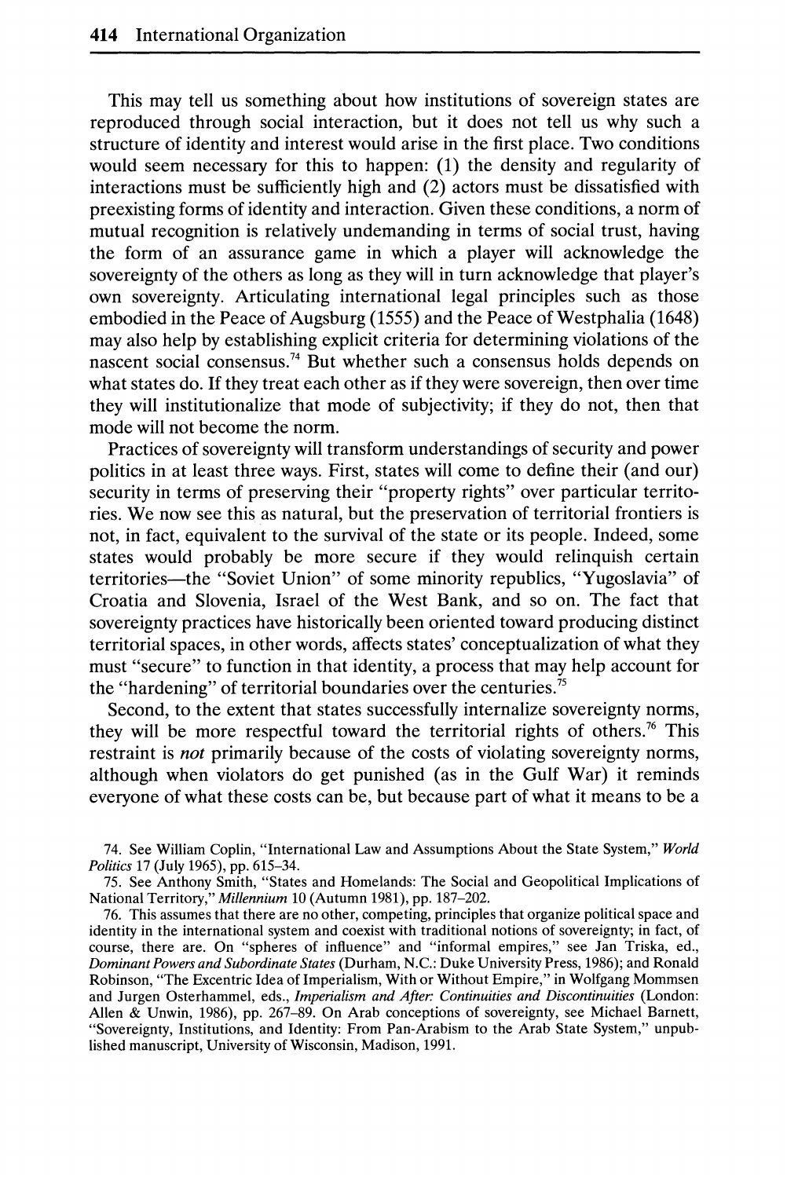This may tell us something about how institutions of sovereign states are reproduced through social interaction, but it does not tell us why such a structure of identity and interest would arise in the first place. Two conditions would seem necessary for this to happen: (1) the density and regularity of interactions must be sufficiently high and (2) actors must be dissatisfied with preexisting forms of identity and interaction. Given these conditions, a norm of mutual recognition is relatively undemanding in terms of social trust, having the form of an assurance game in which a player will acknowledge the sovereignty of the others as long as they will in turn acknowledge that player's own sovereignty. Articulating international legal principles such as those embodied in the Peace of Augsburg (1555) and the Peace of Westphalia (1648) may also help by establishing explicit criteria for determining violations of the nascent social consensus.[74] But whether such a consensus holds depends on what states do. If they treat each other as if they were sovereign, then over time they will institutionalize that mode of subjectivity; if they do not, then that mode will not become the norm.

Practices of sovereignty will transform understandings of security and power politics in at least three ways. First, states will come to define their (and our) security in terms of preserving their "property rights" over particular territories. We now see this as natural, but the preservation of territorial frontiers is not, in fact, equivalent to the survival of the state or its people. Indeed, some states would probably be more secure if they would relinquish certain territories—the "Soviet Union" of some minority republics, "Yugoslavia" of Croatia and Slovenia, Israel of the West Bank, and so on. The fact that sovereignty practices have historically been oriented toward producing distinct territorial spaces, in other words, affects states' conceptualization of what they must "secure" to function in that identity, a process that may help account for the "hardening" of territorial boundaries over the centuries.[75]

Second, to the extent that states successfully internalize sovereignty norms, they will be more respectful toward the territorial rights of others.[76] This restraint is *not* primarily because of the costs of violating sovereignty norms, although when violators do get punished (as in the Gulf War) it reminds everyone of what these costs can be, but because part of what it means to be a

74. See William Coplin, "International Law and Assumptions About the State System," *World Politics* 17 (July 1965), pp. 615–34.

75. See Anthony Smith, "States and Homelands: The Social and Geopolitical Implications of National Territory," *Millennium* 10 (Autumn 1981), pp. 187–202.

76. This assumes that there are no other, competing, principles that organize political space and identity in the international system and coexist with traditional notions of sovereignty; in fact, of course, there are. On "spheres of influence" and "informal empires," see Jan Triska, ed., *Dominant Powers and Subordinate States* (Durham, N.C.: Duke University Press, 1986); and Ronald Robinson, "The Excentric Idea of Imperialism, With or Without Empire," in Wolfgang Mommsen and Jurgen Osterhammel, eds., *Imperialism and After: Continuities and Discontinuities* (London: Allen & Unwin, 1986), pp. 267–89. On Arab conceptions of sovereignty, see Michael Barnett, "Sovereignty, Institutions, and Identity: From Pan-Arabism to the Arab State System," unpublished manuscript, University of Wisconsin, Madison, 1991.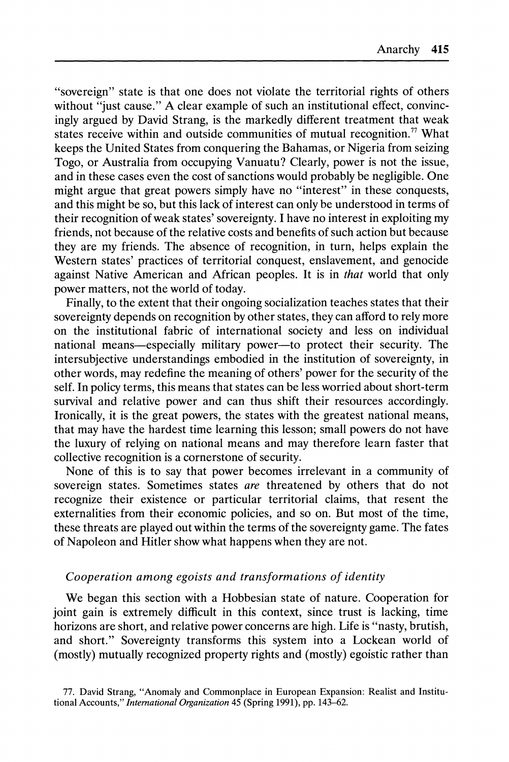"sovereign" state is that one does not violate the territorial rights of others without "just cause." A clear example of such an institutional effect, convincingly argued by David Strang, is the markedly different treatment that weak states receive within and outside communities of mutual recognition.[77] What keeps the United States from conquering the Bahamas, or Nigeria from seizing Togo, or Australia from occupying Vanuatu? Clearly, power is not the issue, and in these cases even the cost of sanctions would probably be negligible. One might argue that great powers simply have no "interest" in these conquests, and this might be so, but this lack of interest can only be understood in terms of their recognition of weak states' sovereignty. I have no interest in exploiting my friends, not because of the relative costs and benefits of such action but because they are my friends. The absence of recognition, in turn, helps explain the Western states' practices of territorial conquest, enslavement, and genocide against Native American and African peoples. It is in *that* world that only power matters, not the world of today.

Finally, to the extent that their ongoing socialization teaches states that their sovereignty depends on recognition by other states, they can afford to rely more on the institutional fabric of international society and less on individual national means—especially military power—to protect their security. The intersubjective understandings embodied in the institution of sovereignty, in other words, may redefine the meaning of others' power for the security of the self. In policy terms, this means that states can be less worried about short-term survival and relative power and can thus shift their resources accordingly. Ironically, it is the great powers, the states with the greatest national means, that may have the hardest time learning this lesson; small powers do not have the luxury of relying on national means and may therefore learn faster that collective recognition is a cornerstone of security.

None of this is to say that power becomes irrelevant in a community of sovereign states. Sometimes states *are* threatened by others that do not recognize their existence or particular territorial claims, that resent the externalities from their economic policies, and so on. But most of the time, these threats are played out within the terms of the sovereignty game. The fates of Napoleon and Hitler show what happens when they are not.

### *Cooperation among egoists and transformations of identity*

We began this section with a Hobbesian state of nature. Cooperation for joint gain is extremely difficult in this context, since trust is lacking, time horizons are short, and relative power concerns are high. Life is "nasty, brutish, and short." Sovereignty transforms this system into a Lockean world of (mostly) mutually recognized property rights and (mostly) egoistic rather than

77. David Strang, "Anomaly and Commonplace in European Expansion: Realist and Institutional Accounts," *International Organization* 45 (Spring 1991), pp. 143–62.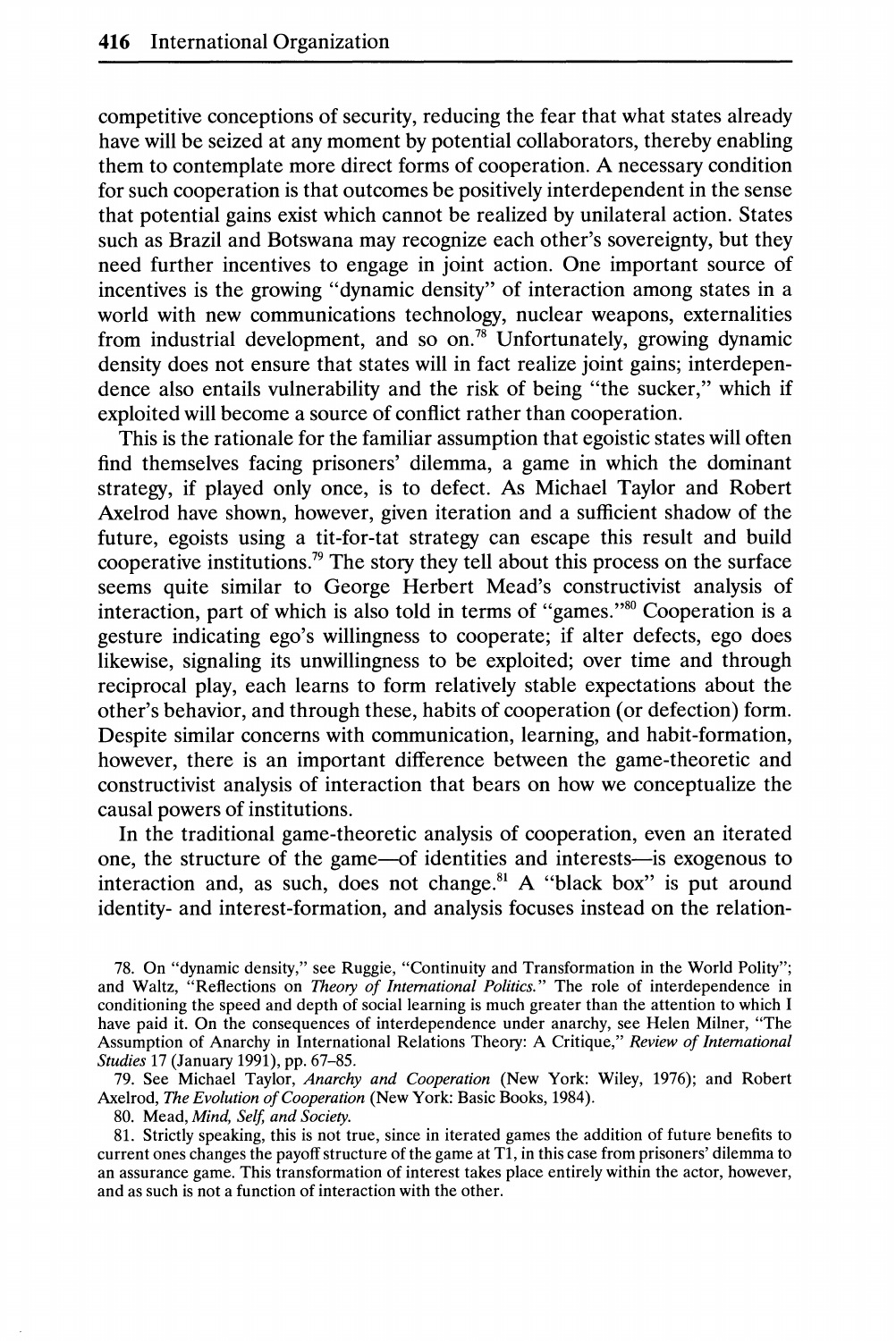competitive conceptions of security, reducing the fear that what states already have will be seized at any moment by potential collaborators, thereby enabling them to contemplate more direct forms of cooperation. A necessary condition for such cooperation is that outcomes be positively interdependent in the sense that potential gains exist which cannot be realized by unilateral action. States such as Brazil and Botswana may recognize each other's sovereignty, but they need further incentives to engage in joint action. One important source of incentives is the growing "dynamic density" of interaction among states in a world with new communications technology, nuclear weapons, externalities from industrial development, and so on.[78] Unfortunately, growing dynamic density does not ensure that states will in fact realize joint gains; interdependence also entails vulnerability and the risk of being "the sucker," which if exploited will become a source of conflict rather than cooperation.

This is the rationale for the familiar assumption that egoistic states will often find themselves facing prisoners' dilemma, a game in which the dominant strategy, if played only once, is to defect. As Michael Taylor and Robert Axelrod have shown, however, given iteration and a sufficient shadow of the future, egoists using a tit-for-tat strategy can escape this result and build cooperative institutions.[79] The story they tell about this process on the surface seems quite similar to George Herbert Mead's constructivist analysis of interaction, part of which is also told in terms of "games."[80] Cooperation is a gesture indicating ego's willingness to cooperate; if alter defects, ego does likewise, signaling its unwillingness to be exploited; over time and through reciprocal play, each learns to form relatively stable expectations about the other's behavior, and through these, habits of cooperation (or defection) form. Despite similar concerns with communication, learning, and habit-formation, however, there is an important difference between the game-theoretic and constructivist analysis of interaction that bears on how we conceptualize the causal powers of institutions.

In the traditional game-theoretic analysis of cooperation, even an iterated one, the structure of the game—of identities and interests—is exogenous to interaction and, as such, does not change.[81] A "black box" is put around identity- and interest-formation, and analysis focuses instead on the relation-

78. On "dynamic density," see Ruggie, "Continuity and Transformation in the World Polity"; and Waltz, "Reflections on *Theory of International Politics*." The role of interdependence in conditioning the speed and depth of social learning is much greater than the attention to which I have paid it. On the consequences of interdependence under anarchy, see Helen Milner, "The Assumption of Anarchy in International Relations Theory: A Critique," *Review of International Studies* 17 (January 1991), pp. 67–85.

79. See Michael Taylor, *Anarchy and Cooperation* (New York: Wiley, 1976); and Robert Axelrod, *The Evolution of Cooperation* (New York: Basic Books, 1984).

80. Mead, *Mind, Self, and Society*.

81. Strictly speaking, this is not true, since in iterated games the addition of future benefits to current ones changes the payoff structure of the game at T1, in this case from prisoners' dilemma to an assurance game. This transformation of interest takes place entirely within the actor, however, and as such is not a function of interaction with the other.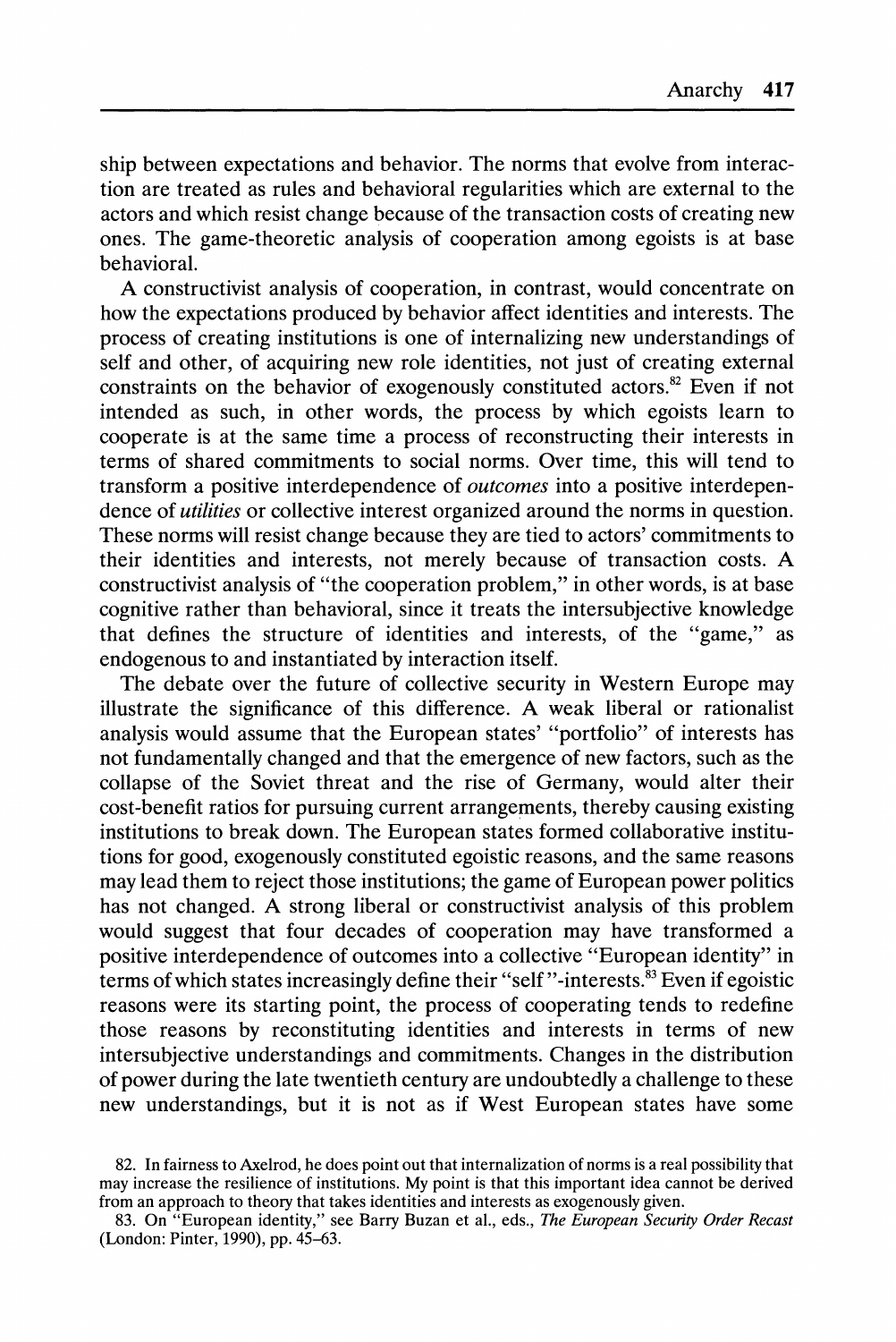ship between expectations and behavior. The norms that evolve from interaction are treated as rules and behavioral regularities which are external to the actors and which resist change because of the transaction costs of creating new ones. The game-theoretic analysis of cooperation among egoists is at base behavioral.

A constructivist analysis of cooperation, in contrast, would concentrate on how the expectations produced by behavior affect identities and interests. The process of creating institutions is one of internalizing new understandings of self and other, of acquiring new role identities, not just of creating external constraints on the behavior of exogenously constituted actors.[82] Even if not intended as such, in other words, the process by which egoists learn to cooperate is at the same time a process of reconstructing their interests in terms of shared commitments to social norms. Over time, this will tend to transform a positive interdependence of *outcomes* into a positive interdependence of *utilities* or collective interest organized around the norms in question. These norms will resist change because they are tied to actors' commitments to their identities and interests, not merely because of transaction costs. A constructivist analysis of "the cooperation problem," in other words, is at base cognitive rather than behavioral, since it treats the intersubjective knowledge that defines the structure of identities and interests, of the "game," as endogenous to and instantiated by interaction itself.

The debate over the future of collective security in Western Europe may illustrate the significance of this difference. A weak liberal or rationalist analysis would assume that the European states' "portfolio" of interests has not fundamentally changed and that the emergence of new factors, such as the collapse of the Soviet threat and the rise of Germany, would alter their cost-benefit ratios for pursuing current arrangements, thereby causing existing institutions to break down. The European states formed collaborative institutions for good, exogenously constituted egoistic reasons, and the same reasons may lead them to reject those institutions; the game of European power politics has not changed. A strong liberal or constructivist analysis of this problem would suggest that four decades of cooperation may have transformed a positive interdependence of outcomes into a collective "European identity" in terms of which states increasingly define their "self"-interests.[83] Even if egoistic reasons were its starting point, the process of cooperating tends to redefine those reasons by reconstituting identities and interests in terms of new intersubjective understandings and commitments. Changes in the distribution of power during the late twentieth century are undoubtedly a challenge to these new understandings, but it is not as if West European states have some

82. In fairness to Axelrod, he does point out that internalization of norms is a real possibility that may increase the resilience of institutions. My point is that this important idea cannot be derived from an approach to theory that takes identities and interests as exogenously given.

83. On "European identity," see Barry Buzan et al., eds., *The European Security Order Recast* (London: Pinter, 1990), pp. 45–63.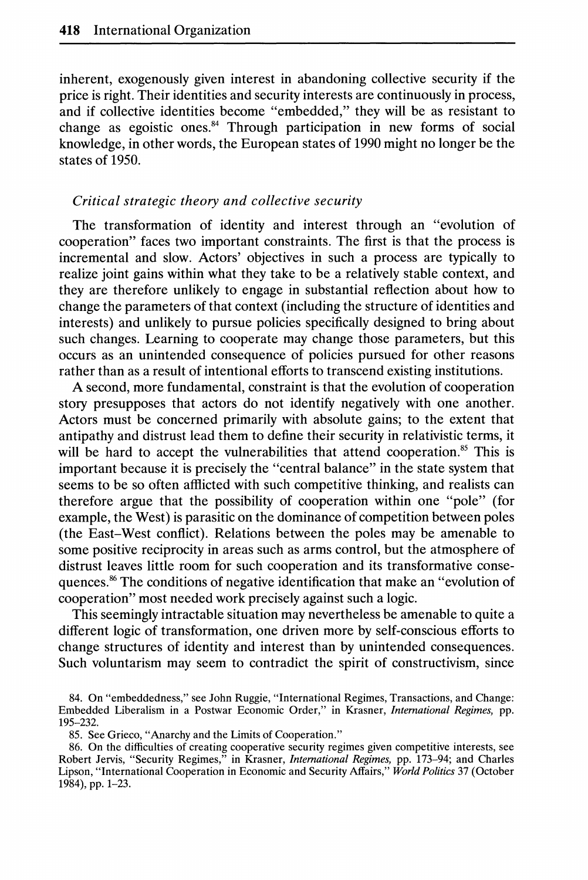inherent, exogenously given interest in abandoning collective security if the price is right. Their identities and security interests are continuously in process, and if collective identities become "embedded," they will be as resistant to change as egoistic ones.[84] Through participation in new forms of social knowledge, in other words, the European states of 1990 might no longer be the states of 1950.

### *Critical strategic theory and collective security*

The transformation of identity and interest through an "evolution of cooperation" faces two important constraints. The first is that the process is incremental and slow. Actors' objectives in such a process are typically to realize joint gains within what they take to be a relatively stable context, and they are therefore unlikely to engage in substantial reflection about how to change the parameters of that context (including the structure of identities and interests) and unlikely to pursue policies specifically designed to bring about such changes. Learning to cooperate may change those parameters, but this occurs as an unintended consequence of policies pursued for other reasons rather than as a result of intentional efforts to transcend existing institutions.

A second, more fundamental, constraint is that the evolution of cooperation story presupposes that actors do not identify negatively with one another. Actors must be concerned primarily with absolute gains; to the extent that antipathy and distrust lead them to define their security in relativistic terms, it will be hard to accept the vulnerabilities that attend cooperation.[85] This is important because it is precisely the "central balance" in the state system that seems to be so often afflicted with such competitive thinking, and realists can therefore argue that the possibility of cooperation within one "pole" (for example, the West) is parasitic on the dominance of competition between poles (the East–West conflict). Relations between the poles may be amenable to some positive reciprocity in areas such as arms control, but the atmosphere of distrust leaves little room for such cooperation and its transformative consequences.[86] The conditions of negative identification that make an "evolution of cooperation" most needed work precisely against such a logic.

This seemingly intractable situation may nevertheless be amenable to quite a different logic of transformation, one driven more by self-conscious efforts to change structures of identity and interest than by unintended consequences. Such voluntarism may seem to contradict the spirit of constructivism, since

84. On "embeddedness," see John Ruggie, "International Regimes, Transactions, and Change: Embedded Liberalism in a Postwar Economic Order," in Krasner, *International Regimes*, pp. 195–232.

85. See Grieco, "Anarchy and the Limits of Cooperation."

86. On the difficulties of creating cooperative security regimes given competitive interests, see Robert Jervis, "Security Regimes," in Krasner, *International Regimes*, pp. 173–94; and Charles Lipson, "International Cooperation in Economic and Security Affairs," *World Politics* 37 (October 1984), pp. 1–23.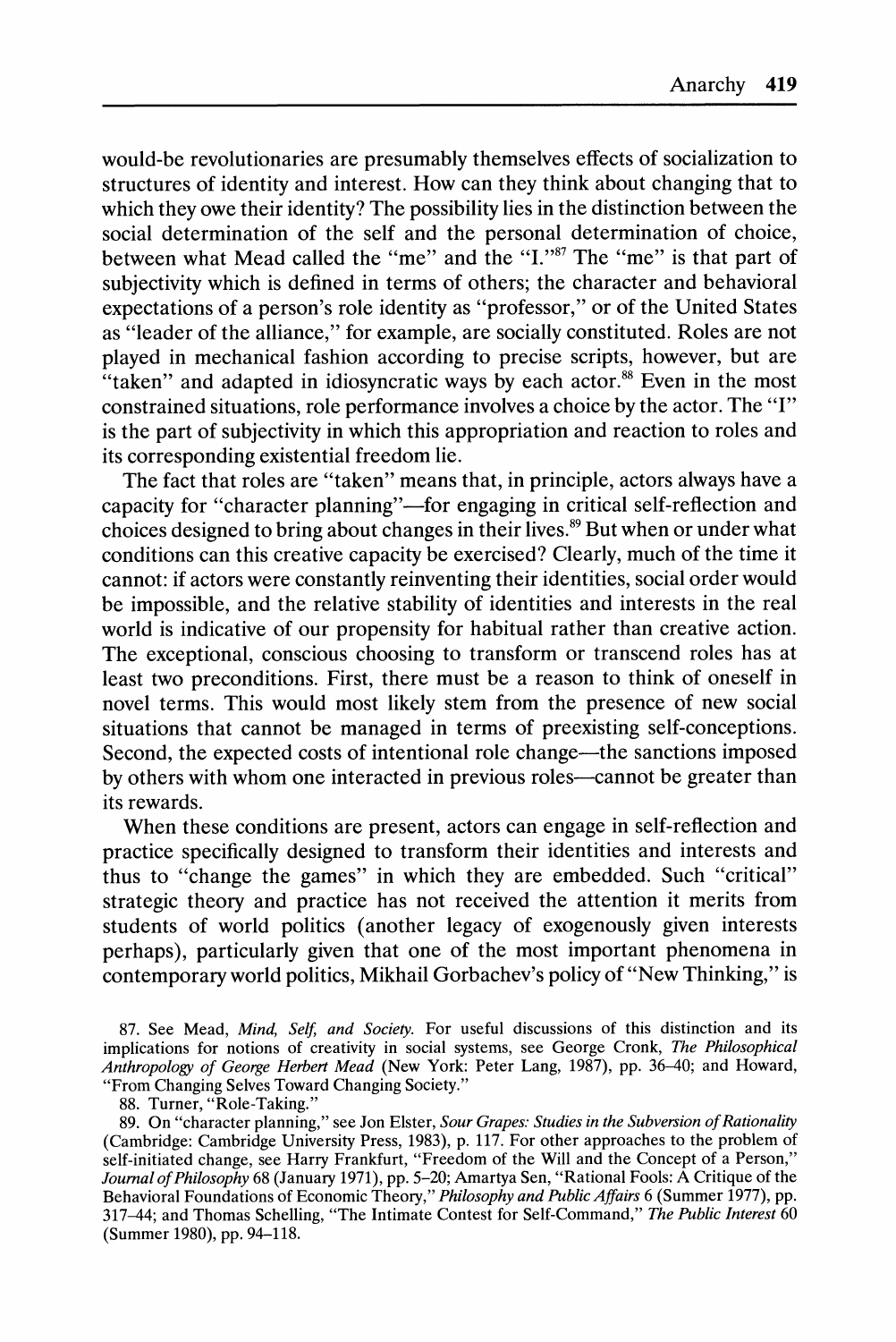would-be revolutionaries are presumably themselves effects of socialization to structures of identity and interest. How can they think about changing that to which they owe their identity? The possibility lies in the distinction between the social determination of the self and the personal determination of choice, between what Mead called the "me" and the "I."[87] The "me" is that part of subjectivity which is defined in terms of others; the character and behavioral expectations of a person's role identity as "professor," or of the United States as "leader of the alliance," for example, are socially constituted. Roles are not played in mechanical fashion according to precise scripts, however, but are "taken" and adapted in idiosyncratic ways by each actor.[88] Even in the most constrained situations, role performance involves a choice by the actor. The "I" is the part of subjectivity in which this appropriation and reaction to roles and its corresponding existential freedom lie.

The fact that roles are "taken" means that, in principle, actors always have a capacity for "character planning"—for engaging in critical self-reflection and choices designed to bring about changes in their lives.[89] But when or under what conditions can this creative capacity be exercised? Clearly, much of the time it cannot: if actors were constantly reinventing their identities, social order would be impossible, and the relative stability of identities and interests in the real world is indicative of our propensity for habitual rather than creative action. The exceptional, conscious choosing to transform or transcend roles has at least two preconditions. First, there must be a reason to think of oneself in novel terms. This would most likely stem from the presence of new social situations that cannot be managed in terms of preexisting self-conceptions. Second, the expected costs of intentional role change—the sanctions imposed by others with whom one interacted in previous roles—cannot be greater than its rewards.

When these conditions are present, actors can engage in self-reflection and practice specifically designed to transform their identities and interests and thus to "change the games" in which they are embedded. Such "critical" strategic theory and practice has not received the attention it merits from students of world politics (another legacy of exogenously given interests perhaps), particularly given that one of the most important phenomena in contemporary world politics, Mikhail Gorbachev's policy of "New Thinking," is

87. See Mead, *Mind, Self, and Society.* For useful discussions of this distinction and its implications for notions of creativity in social systems, see George Cronk, *The Philosophical Anthropology of George Herbert Mead* (New York: Peter Lang, 1987), pp. 36–40; and Howard, "From Changing Selves Toward Changing Society."

88. Turner, "Role-Taking."

89. On "character planning," see Jon Elster, *Sour Grapes: Studies in the Subversion of Rationality* (Cambridge: Cambridge University Press, 1983), p. 117. For other approaches to the problem of self-initiated change, see Harry Frankfurt, "Freedom of the Will and the Concept of a Person," *Journal of Philosophy* 68 (January 1971), pp. 5–20; Amartya Sen, "Rational Fools: A Critique of the Behavioral Foundations of Economic Theory," *Philosophy and Public Affairs* 6 (Summer 1977), pp. 317–44; and Thomas Schelling, "The Intimate Contest for Self-Command," *The Public Interest* 60 (Summer 1980), pp. 94–118.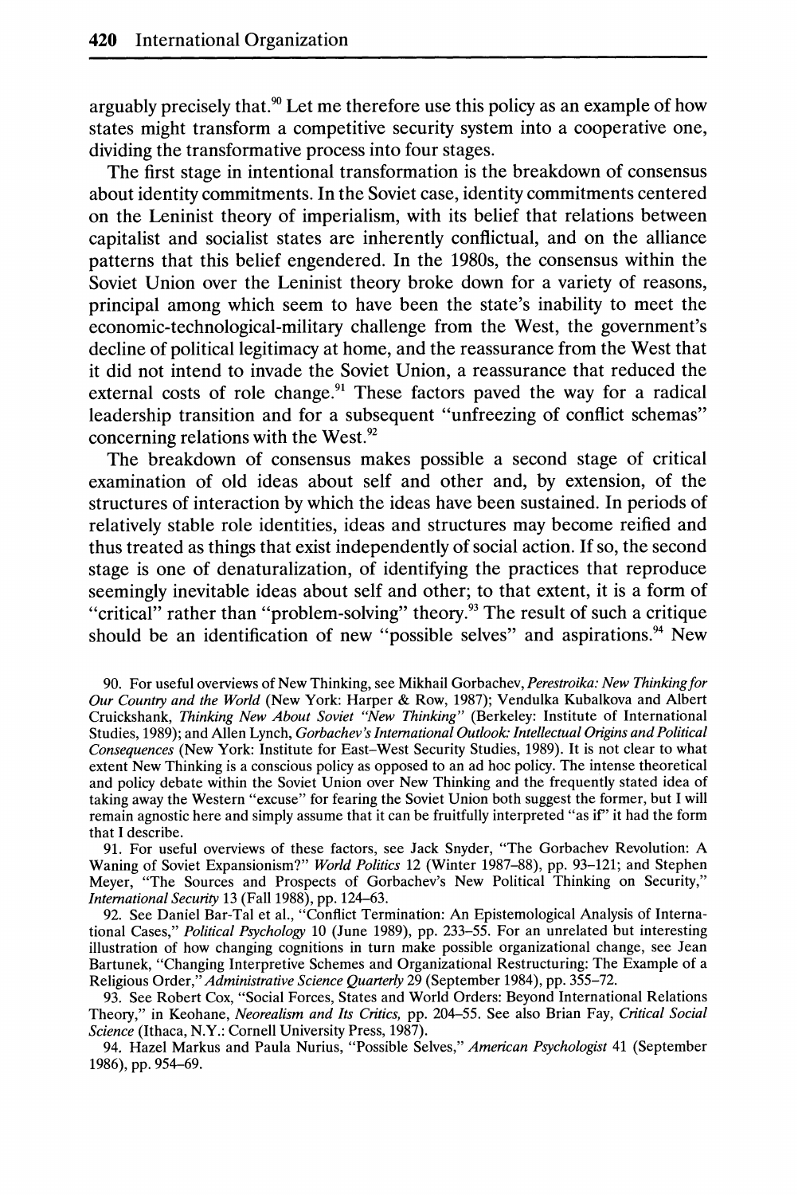arguably precisely that.[90] Let me therefore use this policy as an example of how states might transform a competitive security system into a cooperative one, dividing the transformative process into four stages.

The first stage in intentional transformation is the breakdown of consensus about identity commitments. In the Soviet case, identity commitments centered on the Leninist theory of imperialism, with its belief that relations between capitalist and socialist states are inherently conflictual, and on the alliance patterns that this belief engendered. In the 1980s, the consensus within the Soviet Union over the Leninist theory broke down for a variety of reasons, principal among which seem to have been the state's inability to meet the economic-technological-military challenge from the West, the government's decline of political legitimacy at home, and the reassurance from the West that it did not intend to invade the Soviet Union, a reassurance that reduced the external costs of role change.[91] These factors paved the way for a radical leadership transition and for a subsequent "unfreezing of conflict schemas" concerning relations with the West.[92]

The breakdown of consensus makes possible a second stage of critical examination of old ideas about self and other and, by extension, of the structures of interaction by which the ideas have been sustained. In periods of relatively stable role identities, ideas and structures may become reified and thus treated as things that exist independently of social action. If so, the second stage is one of denaturalization, of identifying the practices that reproduce seemingly inevitable ideas about self and other; to that extent, it is a form of "critical" rather than "problem-solving" theory.[93] The result of such a critique should be an identification of new "possible selves" and aspirations.[94] New

90. For useful overviews of New Thinking, see Mikhail Gorbachev, *Perestroika: New Thinking for Our Country and the World* (New York: Harper & Row, 1987); Vendulka Kubalkova and Albert Cruickshank, *Thinking New About Soviet "New Thinking"* (Berkeley: Institute of International Studies, 1989); and Allen Lynch, *Gorbachev's International Outlook: Intellectual Origins and Political Consequences* (New York: Institute for East–West Security Studies, 1989). It is not clear to what extent New Thinking is a conscious policy as opposed to an ad hoc policy. The intense theoretical and policy debate within the Soviet Union over New Thinking and the frequently stated idea of taking away the Western "excuse" for fearing the Soviet Union both suggest the former, but I will remain agnostic here and simply assume that it can be fruitfully interpreted "as if" it had the form that I describe.

91. For useful overviews of these factors, see Jack Snyder, "The Gorbachev Revolution: A Waning of Soviet Expansionism?" *World Politics* 12 (Winter 1987–88), pp. 93–121; and Stephen Meyer, "The Sources and Prospects of Gorbachev's New Political Thinking on Security," *International Security* 13 (Fall 1988), pp. 124–63.

92. See Daniel Bar-Tal et al., "Conflict Termination: An Epistemological Analysis of International Cases," *Political Psychology* 10 (June 1989), pp. 233–55. For an unrelated but interesting illustration of how changing cognitions in turn make possible organizational change, see Jean Bartunek, "Changing Interpretive Schemes and Organizational Restructuring: The Example of a Religious Order," *Administrative Science Quarterly* 29 (September 1984), pp. 355–72.

93. See Robert Cox, "Social Forces, States and World Orders: Beyond International Relations Theory," in Keohane, *Neorealism and Its Critics,* pp. 204–55. See also Brian Fay, *Critical Social Science* (Ithaca, N.Y.: Cornell University Press, 1987).

94. Hazel Markus and Paula Nurius, "Possible Selves," *American Psychologist* 41 (September 1986), pp. 954–69.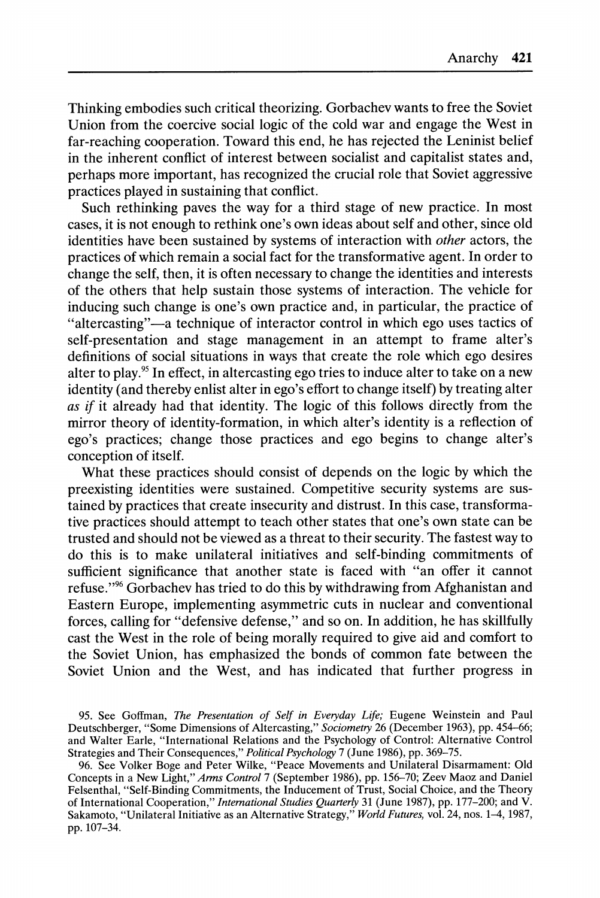Thinking embodies such critical theorizing. Gorbachev wants to free the Soviet Union from the coercive social logic of the cold war and engage the West in far-reaching cooperation. Toward this end, he has rejected the Leninist belief in the inherent conflict of interest between socialist and capitalist states and, perhaps more important, has recognized the crucial role that Soviet aggressive practices played in sustaining that conflict.

Such rethinking paves the way for a third stage of new practice. In most cases, it is not enough to rethink one's own ideas about self and other, since old identities have been sustained by systems of interaction with *other* actors, the practices of which remain a social fact for the transformative agent. In order to change the self, then, it is often necessary to change the identities and interests of the others that help sustain those systems of interaction. The vehicle for inducing such change is one's own practice and, in particular, the practice of "altercasting"—a technique of interactor control in which ego uses tactics of self-presentation and stage management in an attempt to frame alter's definitions of social situations in ways that create the role which ego desires alter to play.[95] In effect, in altercasting ego tries to induce alter to take on a new identity (and thereby enlist alter in ego's effort to change itself) by treating alter *as if* it already had that identity. The logic of this follows directly from the mirror theory of identity-formation, in which alter's identity is a reflection of ego's practices; change those practices and ego begins to change alter's conception of itself.

What these practices should consist of depends on the logic by which the preexisting identities were sustained. Competitive security systems are sustained by practices that create insecurity and distrust. In this case, transformative practices should attempt to teach other states that one's own state can be trusted and should not be viewed as a threat to their security. The fastest way to do this is to make unilateral initiatives and self-binding commitments of sufficient significance that another state is faced with "an offer it cannot refuse."[96] Gorbachev has tried to do this by withdrawing from Afghanistan and Eastern Europe, implementing asymmetric cuts in nuclear and conventional forces, calling for "defensive defense," and so on. In addition, he has skillfully cast the West in the role of being morally required to give aid and comfort to the Soviet Union, has emphasized the bonds of common fate between the Soviet Union and the West, and has indicated that further progress in

95. See Goffman, *The Presentation of Self in Everyday Life;* Eugene Weinstein and Paul Deutschberger, "Some Dimensions of Altercasting," *Sociometry* 26 (December 1963), pp. 454–66; and Walter Earle, "International Relations and the Psychology of Control: Alternative Control Strategies and Their Consequences," *Political Psychology* 7 (June 1986), pp. 369–75.

96. See Volker Boge and Peter Wilke, "Peace Movements and Unilateral Disarmament: Old Concepts in a New Light," *Arms Control* 7 (September 1986), pp. 156–70; Zeev Maoz and Daniel Felsenthal, "Self-Binding Commitments, the Inducement of Trust, Social Choice, and the Theory of International Cooperation," *International Studies Quarterly* 31 (June 1987), pp. 177–200; and V. Sakamoto, "Unilateral Initiative as an Alternative Strategy," *World Futures,* vol. 24, nos. 1–4, 1987, pp. 107–34.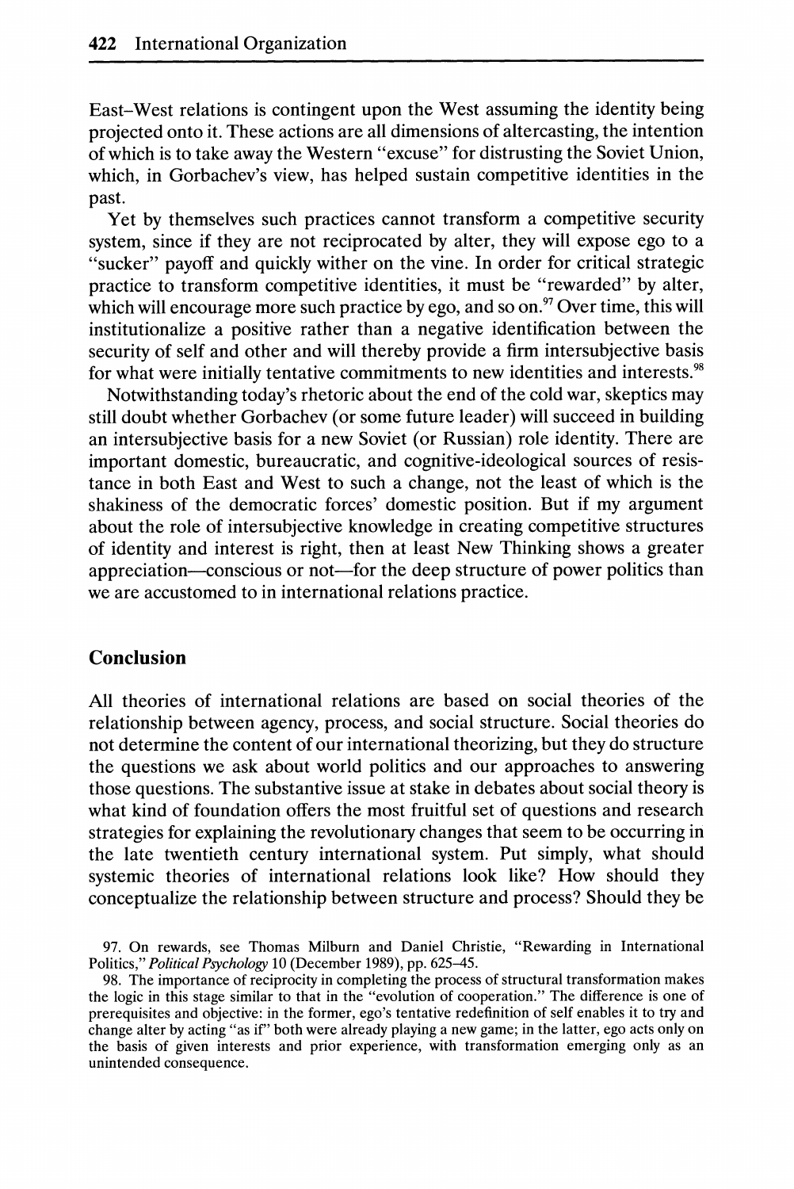East–West relations is contingent upon the West assuming the identity being projected onto it. These actions are all dimensions of altercasting, the intention of which is to take away the Western "excuse" for distrusting the Soviet Union, which, in Gorbachev's view, has helped sustain competitive identities in the past.

Yet by themselves such practices cannot transform a competitive security system, since if they are not reciprocated by alter, they will expose ego to a "sucker" payoff and quickly wither on the vine. In order for critical strategic practice to transform competitive identities, it must be "rewarded" by alter, which will encourage more such practice by ego, and so on.[97] Over time, this will institutionalize a positive rather than a negative identification between the security of self and other and will thereby provide a firm intersubjective basis for what were initially tentative commitments to new identities and interests.[98]

Notwithstanding today's rhetoric about the end of the cold war, skeptics may still doubt whether Gorbachev (or some future leader) will succeed in building an intersubjective basis for a new Soviet (or Russian) role identity. There are important domestic, bureaucratic, and cognitive-ideological sources of resistance in both East and West to such a change, not the least of which is the shakiness of the democratic forces' domestic position. But if my argument about the role of intersubjective knowledge in creating competitive structures of identity and interest is right, then at least New Thinking shows a greater appreciation—conscious or not—for the deep structure of power politics than we are accustomed to in international relations practice.

## Conclusion

All theories of international relations are based on social theories of the relationship between agency, process, and social structure. Social theories do not determine the content of our international theorizing, but they do structure the questions we ask about world politics and our approaches to answering those questions. The substantive issue at stake in debates about social theory is what kind of foundation offers the most fruitful set of questions and research strategies for explaining the revolutionary changes that seem to be occurring in the late twentieth century international system. Put simply, what should systemic theories of international relations look like? How should they conceptualize the relationship between structure and process? Should they be

97. On rewards, see Thomas Milburn and Daniel Christie, "Rewarding in International Politics," *Political Psychology* 10 (December 1989), pp. 625–45.

98. The importance of reciprocity in completing the process of structural transformation makes the logic in this stage similar to that in the "evolution of cooperation." The difference is one of prerequisites and objective: in the former, ego's tentative redefinition of self enables it to try and change alter by acting "as if" both were already playing a new game; in the latter, ego acts only on the basis of given interests and prior experience, with transformation emerging only as an unintended consequence.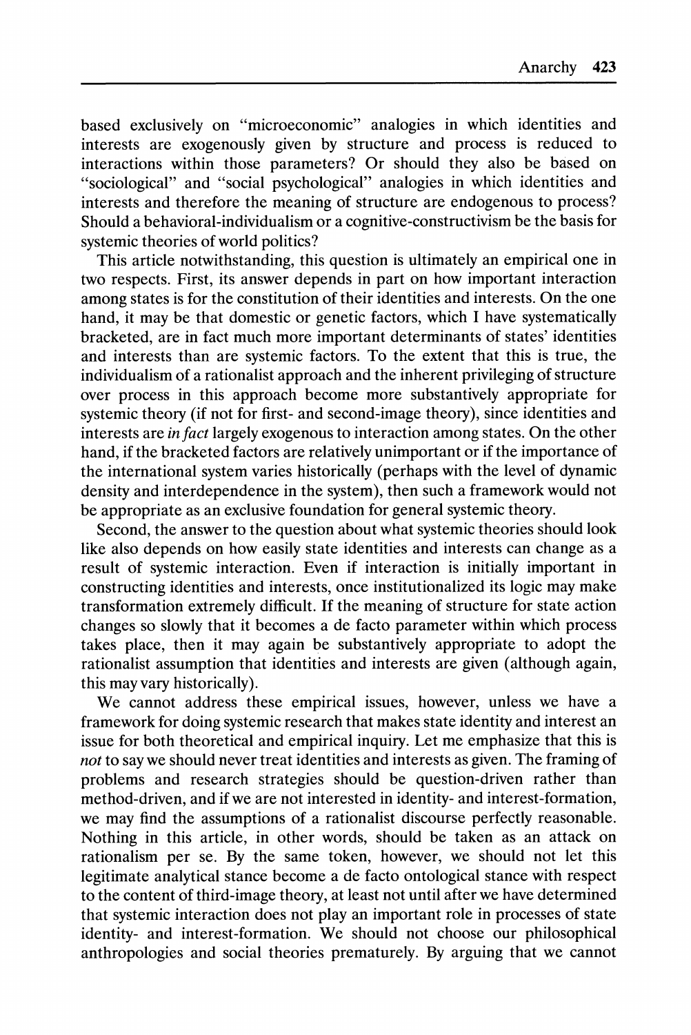based exclusively on "microeconomic" analogies in which identities and interests are exogenously given by structure and process is reduced to interactions within those parameters? Or should they also be based on "sociological" and "social psychological" analogies in which identities and interests and therefore the meaning of structure are endogenous to process? Should a behavioral-individualism or a cognitive-constructivism be the basis for systemic theories of world politics?

This article notwithstanding, this question is ultimately an empirical one in two respects. First, its answer depends in part on how important interaction among states is for the constitution of their identities and interests. On the one hand, it may be that domestic or genetic factors, which I have systematically bracketed, are in fact much more important determinants of states' identities and interests than are systemic factors. To the extent that this is true, the individualism of a rationalist approach and the inherent privileging of structure over process in this approach become more substantively appropriate for systemic theory (if not for first- and second-image theory), since identities and interests are *in fact* largely exogenous to interaction among states. On the other hand, if the bracketed factors are relatively unimportant or if the importance of the international system varies historically (perhaps with the level of dynamic density and interdependence in the system), then such a framework would not be appropriate as an exclusive foundation for general systemic theory.

Second, the answer to the question about what systemic theories should look like also depends on how easily state identities and interests can change as a result of systemic interaction. Even if interaction is initially important in constructing identities and interests, once institutionalized its logic may make transformation extremely difficult. If the meaning of structure for state action changes so slowly that it becomes a de facto parameter within which process takes place, then it may again be substantively appropriate to adopt the rationalist assumption that identities and interests are given (although again, this may vary historically).

We cannot address these empirical issues, however, unless we have a framework for doing systemic research that makes state identity and interest an issue for both theoretical and empirical inquiry. Let me emphasize that this is *not* to say we should never treat identities and interests as given. The framing of problems and research strategies should be question-driven rather than method-driven, and if we are not interested in identity- and interest-formation, we may find the assumptions of a rationalist discourse perfectly reasonable. Nothing in this article, in other words, should be taken as an attack on rationalism per se. By the same token, however, we should not let this legitimate analytical stance become a de facto ontological stance with respect to the content of third-image theory, at least not until after we have determined that systemic interaction does not play an important role in processes of state identity- and interest-formation. We should not choose our philosophical anthropologies and social theories prematurely. By arguing that we cannot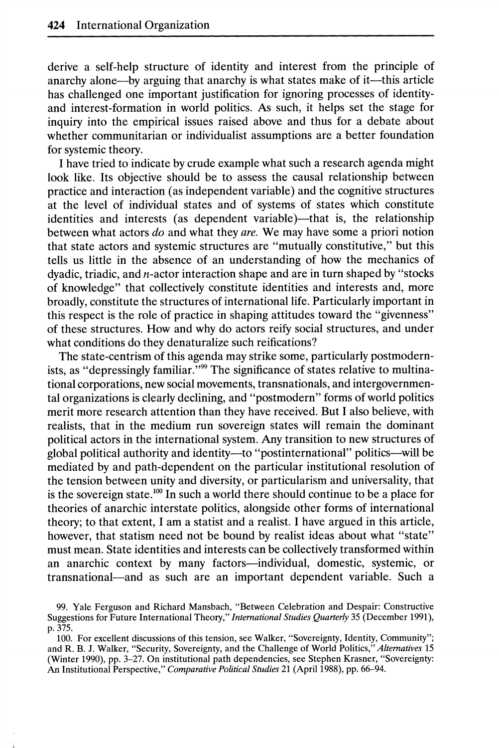derive a self-help structure of identity and interest from the principle of anarchy alone—by arguing that anarchy is what states make of it—this article has challenged one important justification for ignoring processes of identity- and interest-formation in world politics. As such, it helps set the stage for inquiry into the empirical issues raised above and thus for a debate about whether communitarian or individualist assumptions are a better foundation for systemic theory.

I have tried to indicate by crude example what such a research agenda might look like. Its objective should be to assess the causal relationship between practice and interaction (as independent variable) and the cognitive structures at the level of individual states and of systems of states which constitute identities and interests (as dependent variable)—that is, the relationship between what actors *do* and what they *are*. We may have some a priori notion that state actors and systemic structures are "mutually constitutive," but this tells us little in the absence of an understanding of how the mechanics of dyadic, triadic, and $n$-actor interaction shape and are in turn shaped by "stocks of knowledge" that collectively constitute identities and interests and, more broadly, constitute the structures of international life. Particularly important in this respect is the role of practice in shaping attitudes toward the "givenness" of these structures. How and why do actors reify social structures, and under what conditions do they denaturalize such reifications?

The state-centrism of this agenda may strike some, particularly postmodernists, as "depressingly familiar."[99] The significance of states relative to multinational corporations, new social movements, transnationals, and intergovernmental organizations is clearly declining, and "postmodern" forms of world politics merit more research attention than they have received. But I also believe, with realists, that in the medium run sovereign states will remain the dominant political actors in the international system. Any transition to new structures of global political authority and identity—to "postinternational" politics—will be mediated by and path-dependent on the particular institutional resolution of the tension between unity and diversity, or particularism and universality, that is the sovereign state.[100] In such a world there should continue to be a place for theories of anarchic interstate politics, alongside other forms of international theory; to that extent, I am a statist and a realist. I have argued in this article, however, that statism need not be bound by realist ideas about what "state" must mean. State identities and interests can be collectively transformed within an anarchic context by many factors—individual, domestic, systemic, or transnational—and as such are an important dependent variable. Such a

99. Yale Ferguson and Richard Mansbach, "Between Celebration and Despair: Constructive Suggestions for Future International Theory," *International Studies Quarterly* 35 (December 1991), p. 375.

100. For excellent discussions of this tension, see Walker, "Sovereignty, Identity, Community"; and R. B. J. Walker, "Security, Sovereignty, and the Challenge of World Politics," *Alternatives* 15 (Winter 1990), pp. 3–27. On institutional path dependencies, see Stephen Krasner, "Sovereignty: An Institutional Perspective," *Comparative Political Studies* 21 (April 1988), pp. 66–94.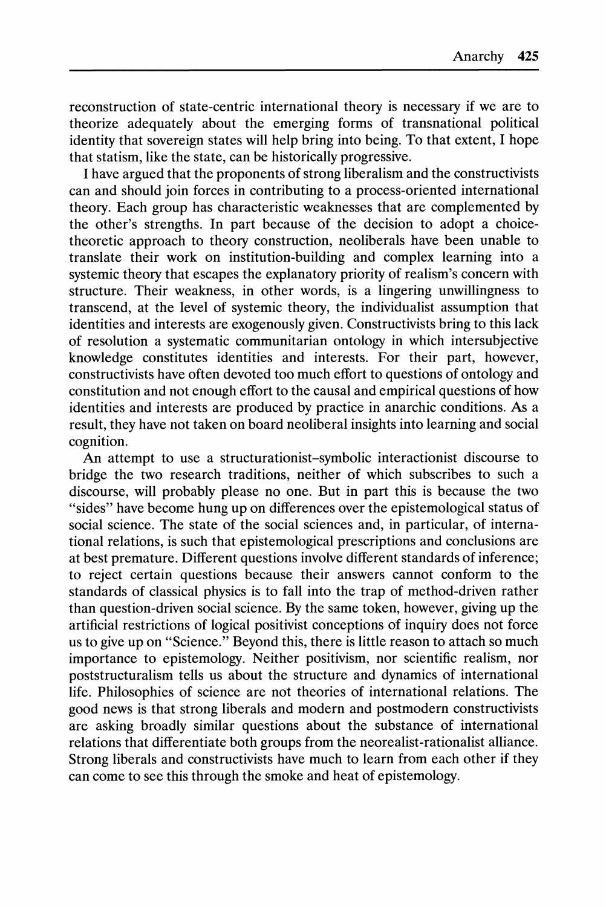reconstruction of state-centric international theory is necessary if we are to theorize adequately about the emerging forms of transnational political identity that sovereign states will help bring into being. To that extent, I hope that statism, like the state, can be historically progressive.

I have argued that the proponents of strong liberalism and the constructivists can and should join forces in contributing to a process-oriented international theory. Each group has characteristic weaknesses that are complemented by the other's strengths. In part because of the decision to adopt a choice-theoretic approach to theory construction, neoliberals have been unable to translate their work on institution-building and complex learning into a systemic theory that escapes the explanatory priority of realism's concern with structure. Their weakness, in other words, is a lingering unwillingness to transcend, at the level of systemic theory, the individualist assumption that identities and interests are exogenously given. Constructivists bring to this lack of resolution a systematic communitarian ontology in which intersubjective knowledge constitutes identities and interests. For their part, however, constructivists have often devoted too much effort to questions of ontology and constitution and not enough effort to the causal and empirical questions of how identities and interests are produced by practice in anarchic conditions. As a result, they have not taken on board neoliberal insights into learning and social cognition.

An attempt to use a structurationist–symbolic interactionist discourse to bridge the two research traditions, neither of which subscribes to such a discourse, will probably please no one. But in part this is because the two "sides" have become hung up on differences over the epistemological status of social science. The state of the social sciences and, in particular, of international relations, is such that epistemological prescriptions and conclusions are at best premature. Different questions involve different standards of inference; to reject certain questions because their answers cannot conform to the standards of classical physics is to fall into the trap of method-driven rather than question-driven social science. By the same token, however, giving up the artificial restrictions of logical positivist conceptions of inquiry does not force us to give up on "Science." Beyond this, there is little reason to attach so much importance to epistemology. Neither positivism, nor scientific realism, nor poststructuralism tells us about the structure and dynamics of international life. Philosophies of science are not theories of international relations. The good news is that strong liberals and modern and postmodern constructivists are asking broadly similar questions about the substance of international relations that differentiate both groups from the neorealist-rationalist alliance. Strong liberals and constructivists have much to learn from each other if they can come to see this through the smoke and heat of epistemology.